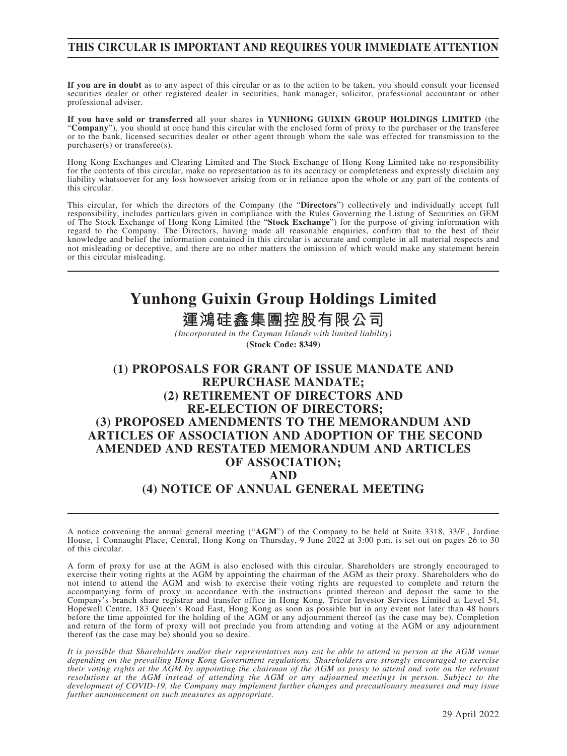**THIS CIRCULAR IS IMPORTANT AND REQUIRES YOUR IMMEDIATE ATTENTION**

**If you are in doubt** as to any aspect of this circular or as to the action to be taken, you should consult your licensed securities dealer or other registered dealer in securities, bank manager, solicitor, professional accountant or other professional adviser.

**If you have sold or transferred** all your shares in **YUNHONG GUIXIN GROUP HOLDINGS LIMITED** (the "**Company**"), you should at once hand this circular with the enclosed form of proxy to the purchaser or the transferee or to the bank, licensed securities dealer or other agent through whom the sale was effected for transmission to the purchaser(s) or transferee(s).

Hong Kong Exchanges and Clearing Limited and The Stock Exchange of Hong Kong Limited take no responsibility for the contents of this circular, make no representation as to its accuracy or completeness and expressly disclaim any liability whatsoever for any loss howsoever arising from or in reliance upon the whole or any part of the contents of this circular.

This circular, for which the directors of the Company (the "**Directors**") collectively and individually accept full responsibility, includes particulars given in compliance with the Rules Governing the Listing of Securities on GEM of The Stock Exchange of Hong Kong Limited (the "**Stock Exchange**") for the purpose of giving information with regard to the Company. The Directors, having made all reasonable enquiries, confirm that to the best of their knowledge and belief the information contained in this circular is accurate and complete in all material respects and not misleading or deceptive, and there are no other matters the omission of which would make any statement herein or this circular misleading.

# Yunhong Guixin Group Holdings Limited

# 運鴻硅鑫集團控股有限公司

*(Incorporated in the Cayman Islands with limited liability)*

**(Stock Code: 8349)**

## (1) PROPOSALS FOR GRANT OF ISSUE MANDATE AND REPURCHASE MANDATE;
## (2) RETIREMENT OF DIRECTORS AND RE-ELECTION OF DIRECTORS;
## (3) PROPOSED AMENDMENTS TO THE MEMORANDUM AND ARTICLES OF ASSOCIATION AND ADOPTION OF THE SECOND AMENDED AND RESTATED MEMORANDUM AND ARTICLES OF ASSOCIATION;
## AND
## (4) NOTICE OF ANNUAL GENERAL MEETING

A notice convening the annual general meeting ("**AGM**") of the Company to be held at Suite 3318, 33/F., Jardine House, 1 Connaught Place, Central, Hong Kong on Thursday, 9 June 2022 at 3:00 p.m. is set out on pages 26 to 30 of this circular.

A form of proxy for use at the AGM is also enclosed with this circular. Shareholders are strongly encouraged to exercise their voting rights at the AGM by appointing the chairman of the AGM as their proxy. Shareholders who do not intend to attend the AGM and wish to exercise their voting rights are requested to complete and return the accompanying form of proxy in accordance with the instructions printed thereon and deposit the same to the Company's branch share registrar and transfer office in Hong Kong, Tricor Investor Services Limited at Level 54, Hopewell Centre, 183 Queen's Road East, Hong Kong as soon as possible but in any event not later than 48 hours before the time appointed for the holding of the AGM or any adjournment thereof (as the case may be). Completion and return of the form of proxy will not preclude you from attending and voting at the AGM or any adjournment thereof (as the case may be) should you so desire.

*It is possible that Shareholders and/or their representatives may not be able to attend in person at the AGM venue depending on the prevailing Hong Kong Government regulations. Shareholders are strongly encouraged to exercise their voting rights at the AGM by appointing the chairman of the AGM as proxy to attend and vote on the relevant resolutions at the AGM instead of attending the AGM or any adjourned meetings in person. Subject to the development of COVID-19, the Company may implement further changes and precautionary measures and may issue further announcement on such measures as appropriate.*

29 April 2022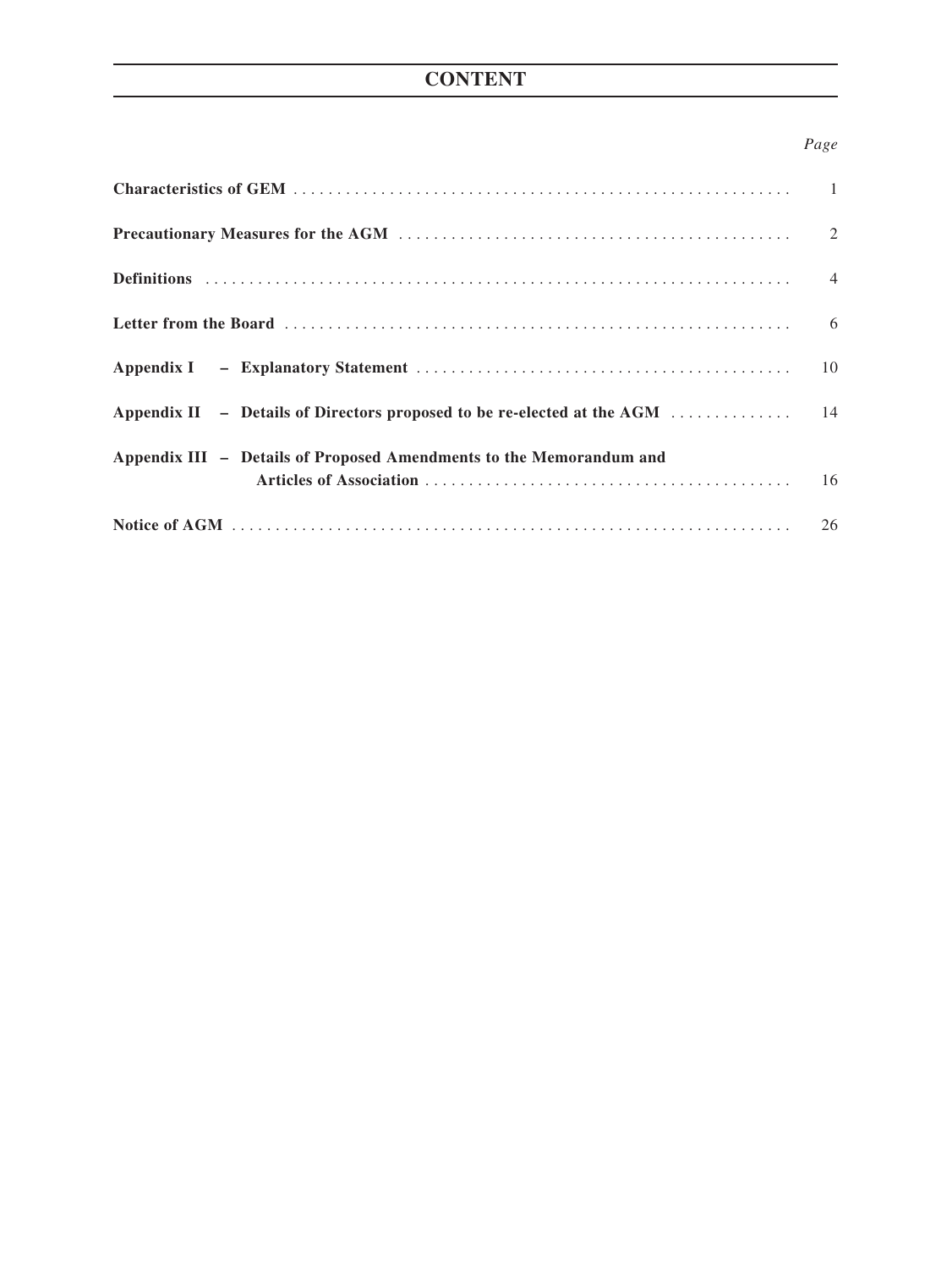# CONTENT

| | Page |
|---|---|
| **Characteristics of GEM** | 1 |
| **Precautionary Measures for the AGM** | 2 |
| **Definitions** | 4 |
| **Letter from the Board** | 6 |
| **Appendix I – Explanatory Statement** | 10 |
| **Appendix II – Details of Directors proposed to be re-elected at the AGM** | 14 |
| **Appendix III – Details of Proposed Amendments to the Memorandum and Articles of Association** | 16 |
| **Notice of AGM** | 26 |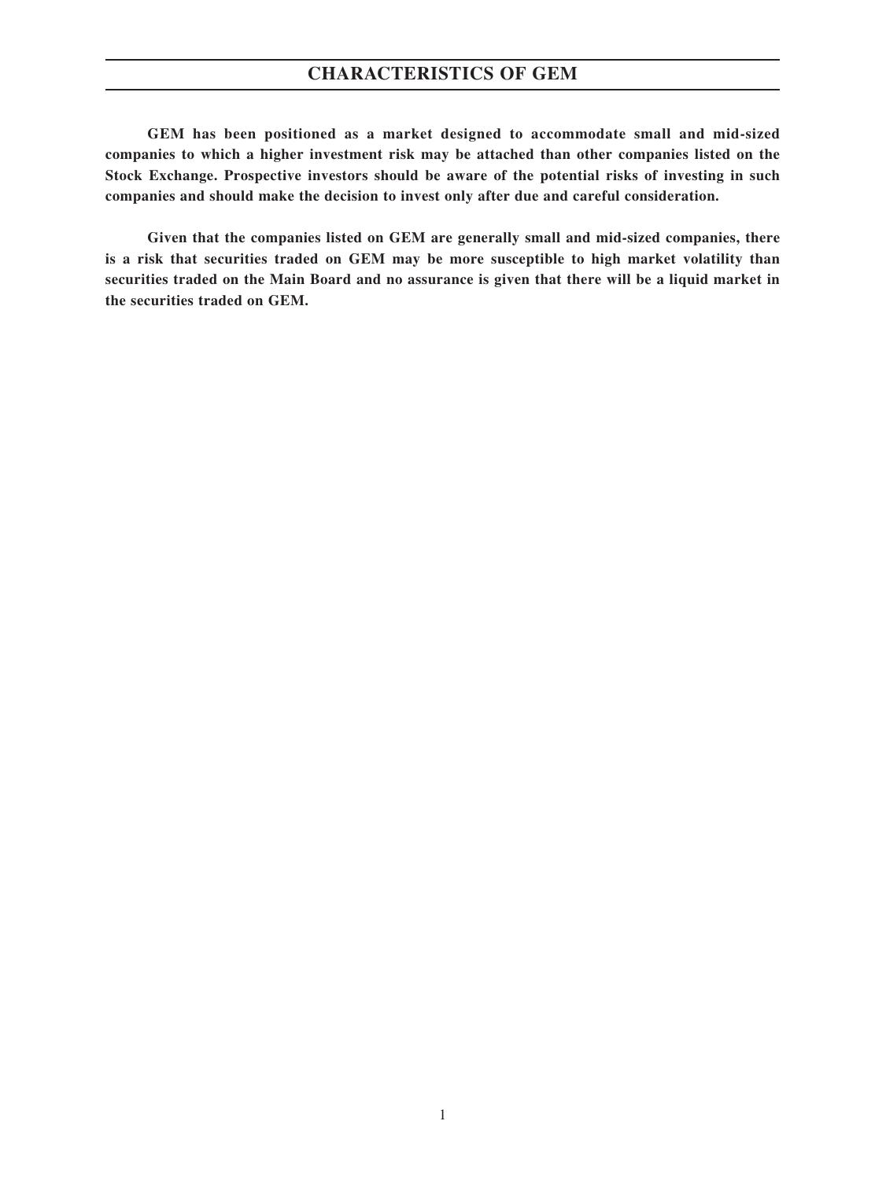# CHARACTERISTICS OF GEM

**GEM has been positioned as a market designed to accommodate small and mid-sized companies to which a higher investment risk may be attached than other companies listed on the Stock Exchange. Prospective investors should be aware of the potential risks of investing in such companies and should make the decision to invest only after due and careful consideration.**

**Given that the companies listed on GEM are generally small and mid-sized companies, there is a risk that securities traded on GEM may be more susceptible to high market volatility than securities traded on the Main Board and no assurance is given that there will be a liquid market in the securities traded on GEM.**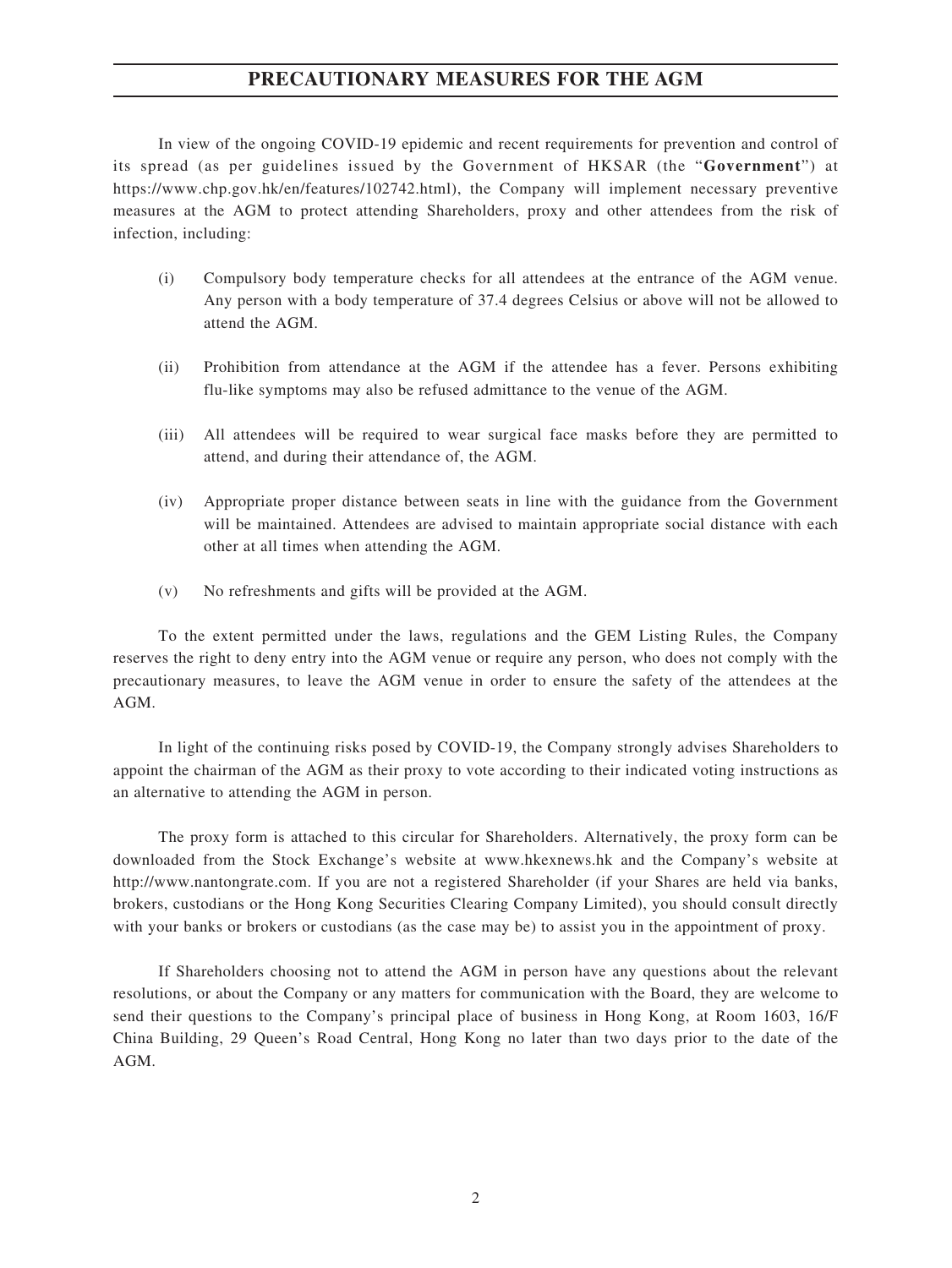# PRECAUTIONARY MEASURES FOR THE AGM

In view of the ongoing COVID-19 epidemic and recent requirements for prevention and control of its spread (as per guidelines issued by the Government of HKSAR (the "**Government**") at https://www.chp.gov.hk/en/features/102742.html), the Company will implement necessary preventive measures at the AGM to protect attending Shareholders, proxy and other attendees from the risk of infection, including:

(i) Compulsory body temperature checks for all attendees at the entrance of the AGM venue. Any person with a body temperature of 37.4 degrees Celsius or above will not be allowed to attend the AGM.

(ii) Prohibition from attendance at the AGM if the attendee has a fever. Persons exhibiting flu-like symptoms may also be refused admittance to the venue of the AGM.

(iii) All attendees will be required to wear surgical face masks before they are permitted to attend, and during their attendance of, the AGM.

(iv) Appropriate proper distance between seats in line with the guidance from the Government will be maintained. Attendees are advised to maintain appropriate social distance with each other at all times when attending the AGM.

(v) No refreshments and gifts will be provided at the AGM.

To the extent permitted under the laws, regulations and the GEM Listing Rules, the Company reserves the right to deny entry into the AGM venue or require any person, who does not comply with the precautionary measures, to leave the AGM venue in order to ensure the safety of the attendees at the AGM.

In light of the continuing risks posed by COVID-19, the Company strongly advises Shareholders to appoint the chairman of the AGM as their proxy to vote according to their indicated voting instructions as an alternative to attending the AGM in person.

The proxy form is attached to this circular for Shareholders. Alternatively, the proxy form can be downloaded from the Stock Exchange's website at www.hkexnews.hk and the Company's website at http://www.nantongrate.com. If you are not a registered Shareholder (if your Shares are held via banks, brokers, custodians or the Hong Kong Securities Clearing Company Limited), you should consult directly with your banks or brokers or custodians (as the case may be) to assist you in the appointment of proxy.

If Shareholders choosing not to attend the AGM in person have any questions about the relevant resolutions, or about the Company or any matters for communication with the Board, they are welcome to send their questions to the Company's principal place of business in Hong Kong, at Room 1603, 16/F China Building, 29 Queen's Road Central, Hong Kong no later than two days prior to the date of the AGM.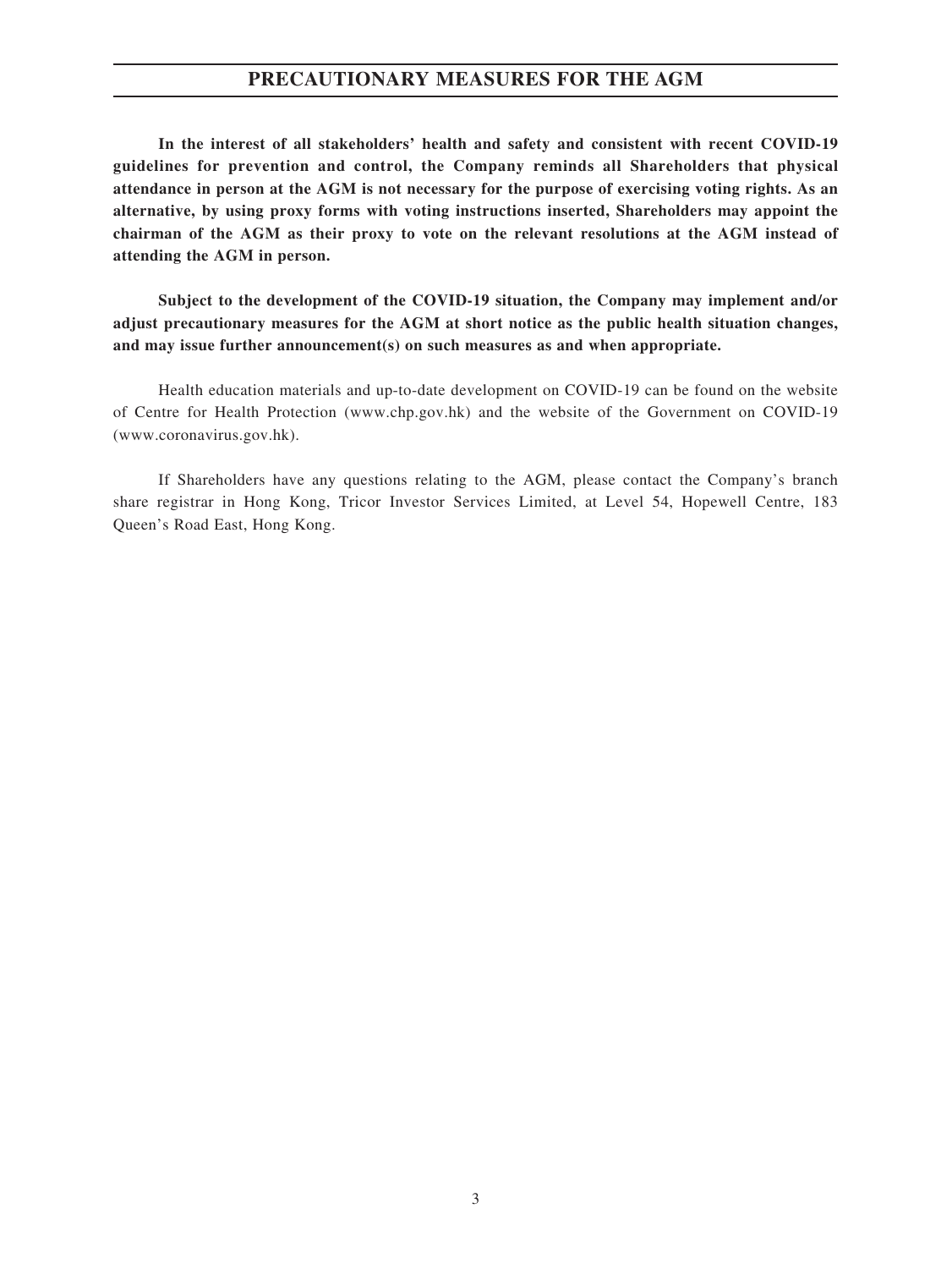# PRECAUTIONARY MEASURES FOR THE AGM

**In the interest of all stakeholders' health and safety and consistent with recent COVID-19 guidelines for prevention and control, the Company reminds all Shareholders that physical attendance in person at the AGM is not necessary for the purpose of exercising voting rights. As an alternative, by using proxy forms with voting instructions inserted, Shareholders may appoint the chairman of the AGM as their proxy to vote on the relevant resolutions at the AGM instead of attending the AGM in person.**

**Subject to the development of the COVID-19 situation, the Company may implement and/or adjust precautionary measures for the AGM at short notice as the public health situation changes, and may issue further announcement(s) on such measures as and when appropriate.**

Health education materials and up-to-date development on COVID-19 can be found on the website of Centre for Health Protection (www.chp.gov.hk) and the website of the Government on COVID-19 (www.coronavirus.gov.hk).

If Shareholders have any questions relating to the AGM, please contact the Company's branch share registrar in Hong Kong, Tricor Investor Services Limited, at Level 54, Hopewell Centre, 183 Queen's Road East, Hong Kong.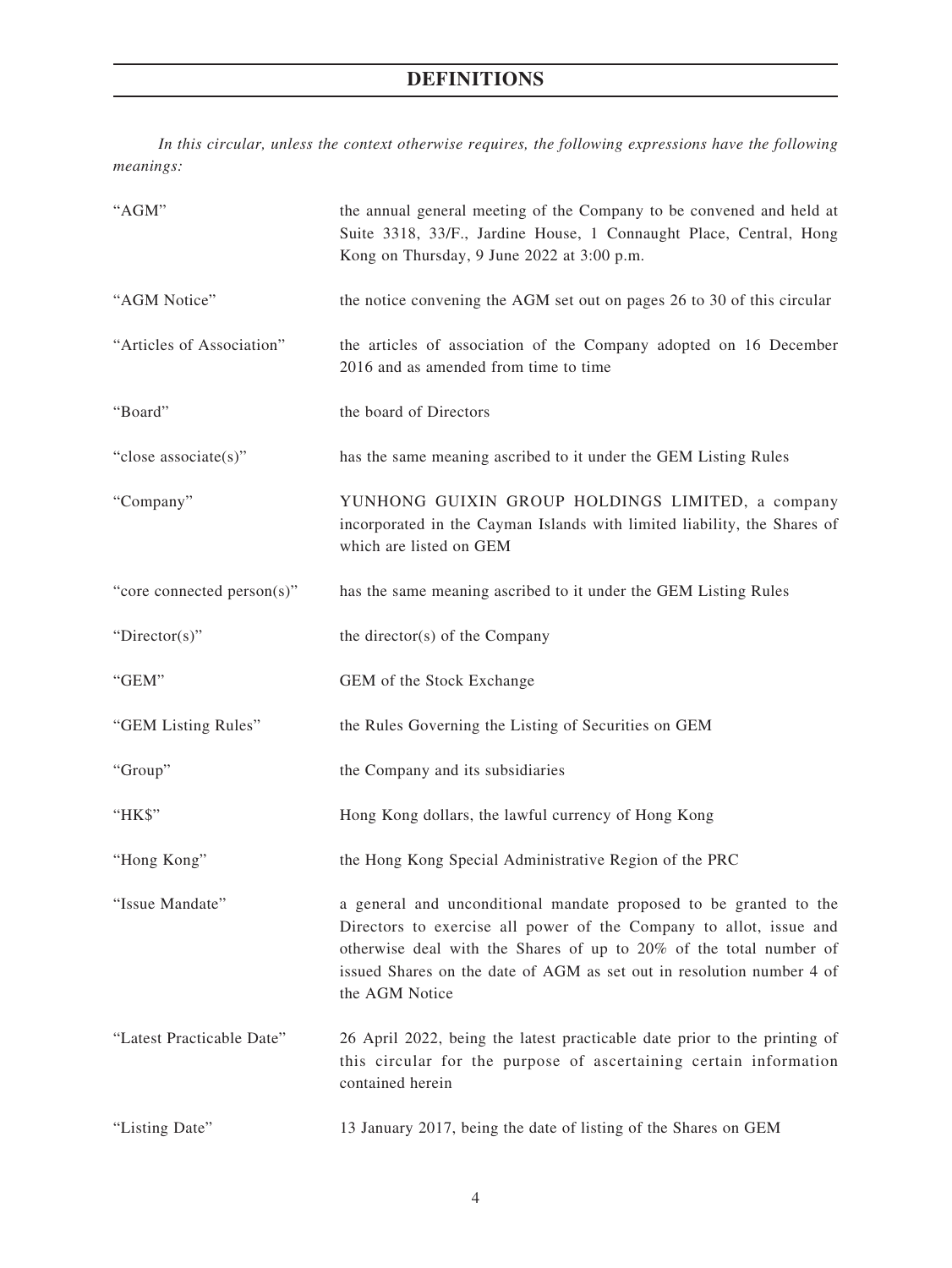# DEFINITIONS

*In this circular, unless the context otherwise requires, the following expressions have the following meanings:*

| | |
|---|---|
| "AGM" | the annual general meeting of the Company to be convened and held at Suite 3318, 33/F., Jardine House, 1 Connaught Place, Central, Hong Kong on Thursday, 9 June 2022 at 3:00 p.m. |
| "AGM Notice" | the notice convening the AGM set out on pages 26 to 30 of this circular |
| "Articles of Association" | the articles of association of the Company adopted on 16 December 2016 and as amended from time to time |
| "Board" | the board of Directors |
| "close associate(s)" | has the same meaning ascribed to it under the GEM Listing Rules |
| "Company" | YUNHONG GUIXIN GROUP HOLDINGS LIMITED, a company incorporated in the Cayman Islands with limited liability, the Shares of which are listed on GEM |
| "core connected person(s)" | has the same meaning ascribed to it under the GEM Listing Rules |
| "Director(s)" | the director(s) of the Company |
| "GEM" | GEM of the Stock Exchange |
| "GEM Listing Rules" | the Rules Governing the Listing of Securities on GEM |
| "Group" | the Company and its subsidiaries |
| "HK$" | Hong Kong dollars, the lawful currency of Hong Kong |
| "Hong Kong" | the Hong Kong Special Administrative Region of the PRC |
| "Issue Mandate" | a general and unconditional mandate proposed to be granted to the Directors to exercise all power of the Company to allot, issue and otherwise deal with the Shares of up to 20% of the total number of issued Shares on the date of AGM as set out in resolution number 4 of the AGM Notice |
| "Latest Practicable Date" | 26 April 2022, being the latest practicable date prior to the printing of this circular for the purpose of ascertaining certain information contained herein |
| "Listing Date" | 13 January 2017, being the date of listing of the Shares on GEM |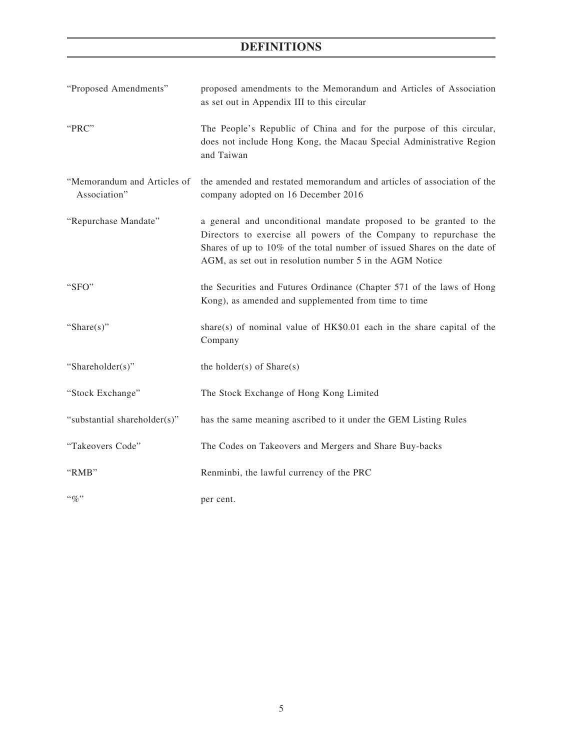# DEFINITIONS

| | |
|---|---|
| "Proposed Amendments" | proposed amendments to the Memorandum and Articles of Association as set out in Appendix III to this circular |
| "PRC" | The People's Republic of China and for the purpose of this circular, does not include Hong Kong, the Macau Special Administrative Region and Taiwan |
| "Memorandum and Articles of Association" | the amended and restated memorandum and articles of association of the company adopted on 16 December 2016 |
| "Repurchase Mandate" | a general and unconditional mandate proposed to be granted to the Directors to exercise all powers of the Company to repurchase the Shares of up to 10% of the total number of issued Shares on the date of AGM, as set out in resolution number 5 in the AGM Notice |
| "SFO" | the Securities and Futures Ordinance (Chapter 571 of the laws of Hong Kong), as amended and supplemented from time to time |
| "Share(s)" | share(s) of nominal value of HK$0.01 each in the share capital of the Company |
| "Shareholder(s)" | the holder(s) of Share(s) |
| "Stock Exchange" | The Stock Exchange of Hong Kong Limited |
| "substantial shareholder(s)" | has the same meaning ascribed to it under the GEM Listing Rules |
| "Takeovers Code" | The Codes on Takeovers and Mergers and Share Buy-backs |
| "RMB" | Renminbi, the lawful currency of the PRC |
| "%" | per cent. |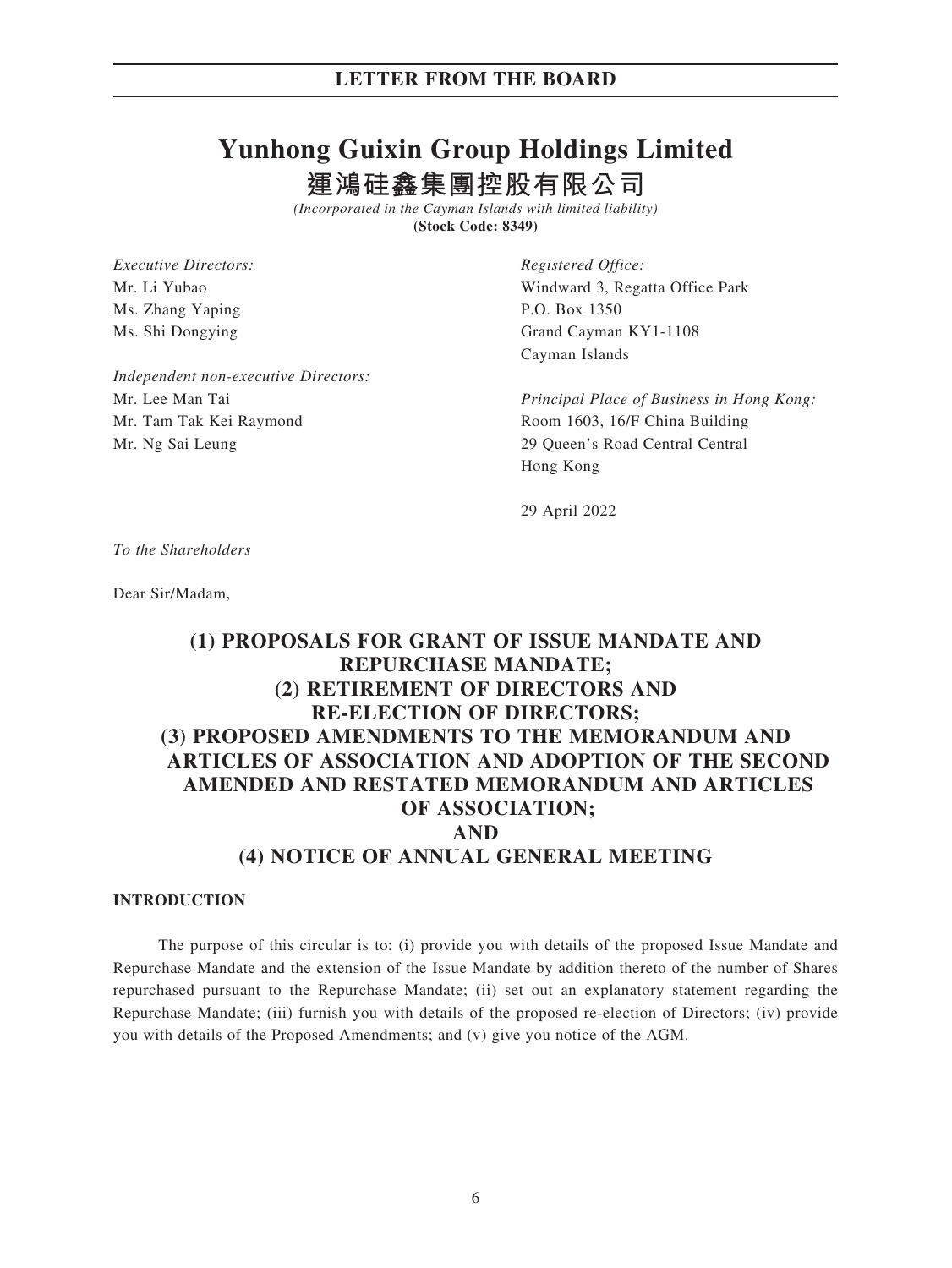# LETTER FROM THE BOARD

# Yunhong Guixin Group Holdings Limited

# 運鴻硅鑫集團控股有限公司

*(Incorporated in the Cayman Islands with limited liability)*

**(Stock Code: 8349)**

*Executive Directors:*
Mr. Li Yubao
Ms. Zhang Yaping
Ms. Shi Dongying

*Independent non-executive Directors:*
Mr. Lee Man Tai
Mr. Tam Tak Kei Raymond
Mr. Ng Sai Leung

*Registered Office:*
Windward 3, Regatta Office Park
P.O. Box 1350
Grand Cayman KY1-1108
Cayman Islands

*Principal Place of Business in Hong Kong:*
Room 1603, 16/F China Building
29 Queen's Road Central Central
Hong Kong

29 April 2022

*To the Shareholders*

Dear Sir/Madam,

## (1) PROPOSALS FOR GRANT OF ISSUE MANDATE AND REPURCHASE MANDATE; (2) RETIREMENT OF DIRECTORS AND RE-ELECTION OF DIRECTORS; (3) PROPOSED AMENDMENTS TO THE MEMORANDUM AND ARTICLES OF ASSOCIATION AND ADOPTION OF THE SECOND AMENDED AND RESTATED MEMORANDUM AND ARTICLES OF ASSOCIATION; AND (4) NOTICE OF ANNUAL GENERAL MEETING

### INTRODUCTION

The purpose of this circular is to: (i) provide you with details of the proposed Issue Mandate and Repurchase Mandate and the extension of the Issue Mandate by addition thereto of the number of Shares repurchased pursuant to the Repurchase Mandate; (ii) set out an explanatory statement regarding the Repurchase Mandate; (iii) furnish you with details of the proposed re-election of Directors; (iv) provide you with details of the Proposed Amendments; and (v) give you notice of the AGM.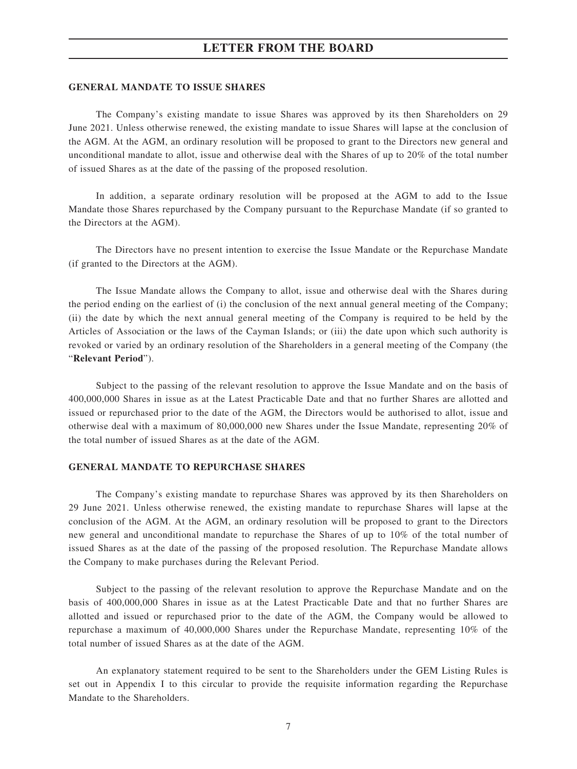## GENERAL MANDATE TO ISSUE SHARES

The Company's existing mandate to issue Shares was approved by its then Shareholders on 29 June 2021. Unless otherwise renewed, the existing mandate to issue Shares will lapse at the conclusion of the AGM. At the AGM, an ordinary resolution will be proposed to grant to the Directors new general and unconditional mandate to allot, issue and otherwise deal with the Shares of up to 20% of the total number of issued Shares as at the date of the passing of the proposed resolution.

In addition, a separate ordinary resolution will be proposed at the AGM to add to the Issue Mandate those Shares repurchased by the Company pursuant to the Repurchase Mandate (if so granted to the Directors at the AGM).

The Directors have no present intention to exercise the Issue Mandate or the Repurchase Mandate (if granted to the Directors at the AGM).

The Issue Mandate allows the Company to allot, issue and otherwise deal with the Shares during the period ending on the earliest of (i) the conclusion of the next annual general meeting of the Company; (ii) the date by which the next annual general meeting of the Company is required to be held by the Articles of Association or the laws of the Cayman Islands; or (iii) the date upon which such authority is revoked or varied by an ordinary resolution of the Shareholders in a general meeting of the Company (the "**Relevant Period**").

Subject to the passing of the relevant resolution to approve the Issue Mandate and on the basis of 400,000,000 Shares in issue as at the Latest Practicable Date and that no further Shares are allotted and issued or repurchased prior to the date of the AGM, the Directors would be authorised to allot, issue and otherwise deal with a maximum of 80,000,000 new Shares under the Issue Mandate, representing 20% of the total number of issued Shares as at the date of the AGM.

## GENERAL MANDATE TO REPURCHASE SHARES

The Company's existing mandate to repurchase Shares was approved by its then Shareholders on 29 June 2021. Unless otherwise renewed, the existing mandate to repurchase Shares will lapse at the conclusion of the AGM. At the AGM, an ordinary resolution will be proposed to grant to the Directors new general and unconditional mandate to repurchase the Shares of up to 10% of the total number of issued Shares as at the date of the passing of the proposed resolution. The Repurchase Mandate allows the Company to make purchases during the Relevant Period.

Subject to the passing of the relevant resolution to approve the Repurchase Mandate and on the basis of 400,000,000 Shares in issue as at the Latest Practicable Date and that no further Shares are allotted and issued or repurchased prior to the date of the AGM, the Company would be allowed to repurchase a maximum of 40,000,000 Shares under the Repurchase Mandate, representing 10% of the total number of issued Shares as at the date of the AGM.

An explanatory statement required to be sent to the Shareholders under the GEM Listing Rules is set out in Appendix I to this circular to provide the requisite information regarding the Repurchase Mandate to the Shareholders.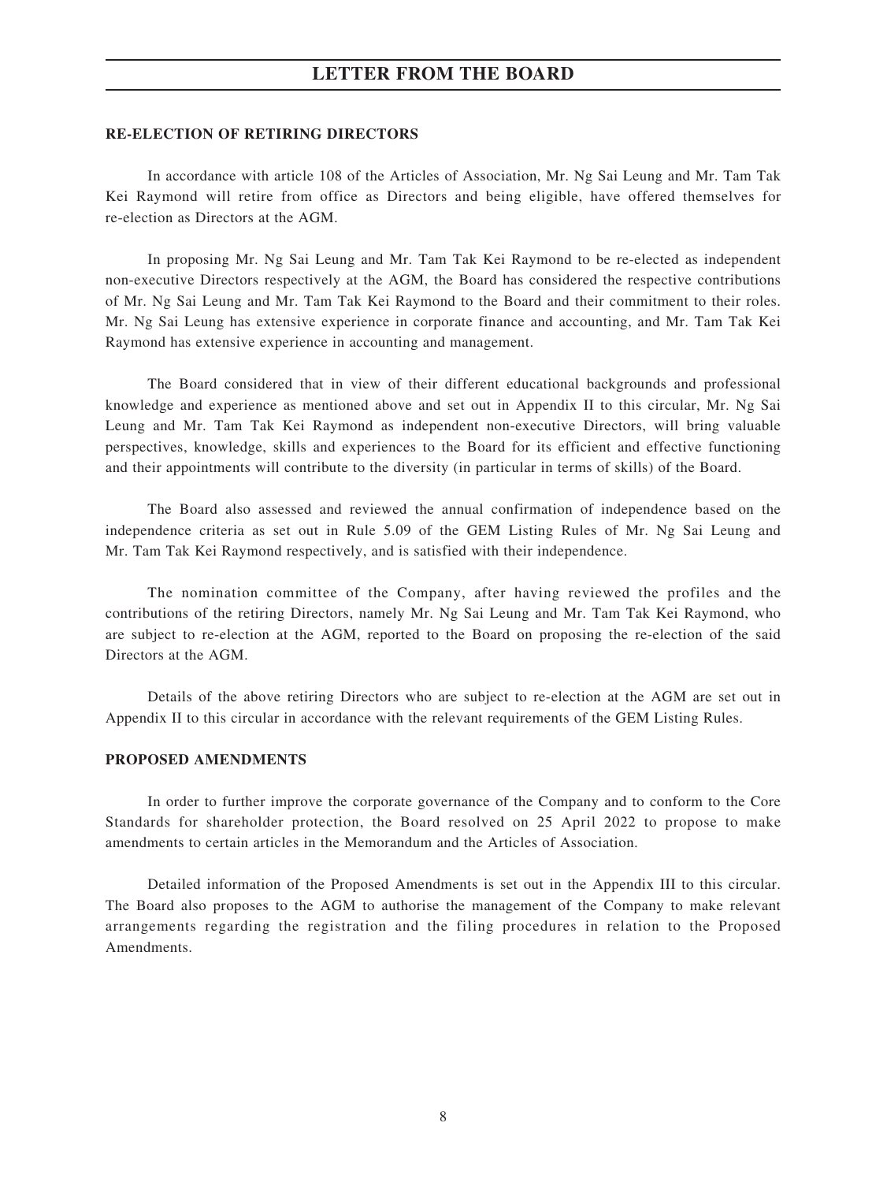**RE-ELECTION OF RETIRING DIRECTORS**

In accordance with article 108 of the Articles of Association, Mr. Ng Sai Leung and Mr. Tam Tak Kei Raymond will retire from office as Directors and being eligible, have offered themselves for re-election as Directors at the AGM.

In proposing Mr. Ng Sai Leung and Mr. Tam Tak Kei Raymond to be re-elected as independent non-executive Directors respectively at the AGM, the Board has considered the respective contributions of Mr. Ng Sai Leung and Mr. Tam Tak Kei Raymond to the Board and their commitment to their roles. Mr. Ng Sai Leung has extensive experience in corporate finance and accounting, and Mr. Tam Tak Kei Raymond has extensive experience in accounting and management.

The Board considered that in view of their different educational backgrounds and professional knowledge and experience as mentioned above and set out in Appendix II to this circular, Mr. Ng Sai Leung and Mr. Tam Tak Kei Raymond as independent non-executive Directors, will bring valuable perspectives, knowledge, skills and experiences to the Board for its efficient and effective functioning and their appointments will contribute to the diversity (in particular in terms of skills) of the Board.

The Board also assessed and reviewed the annual confirmation of independence based on the independence criteria as set out in Rule 5.09 of the GEM Listing Rules of Mr. Ng Sai Leung and Mr. Tam Tak Kei Raymond respectively, and is satisfied with their independence.

The nomination committee of the Company, after having reviewed the profiles and the contributions of the retiring Directors, namely Mr. Ng Sai Leung and Mr. Tam Tak Kei Raymond, who are subject to re-election at the AGM, reported to the Board on proposing the re-election of the said Directors at the AGM.

Details of the above retiring Directors who are subject to re-election at the AGM are set out in Appendix II to this circular in accordance with the relevant requirements of the GEM Listing Rules.

**PROPOSED AMENDMENTS**

In order to further improve the corporate governance of the Company and to conform to the Core Standards for shareholder protection, the Board resolved on 25 April 2022 to propose to make amendments to certain articles in the Memorandum and the Articles of Association.

Detailed information of the Proposed Amendments is set out in the Appendix III to this circular. The Board also proposes to the AGM to authorise the management of the Company to make relevant arrangements regarding the registration and the filing procedures in relation to the Proposed Amendments.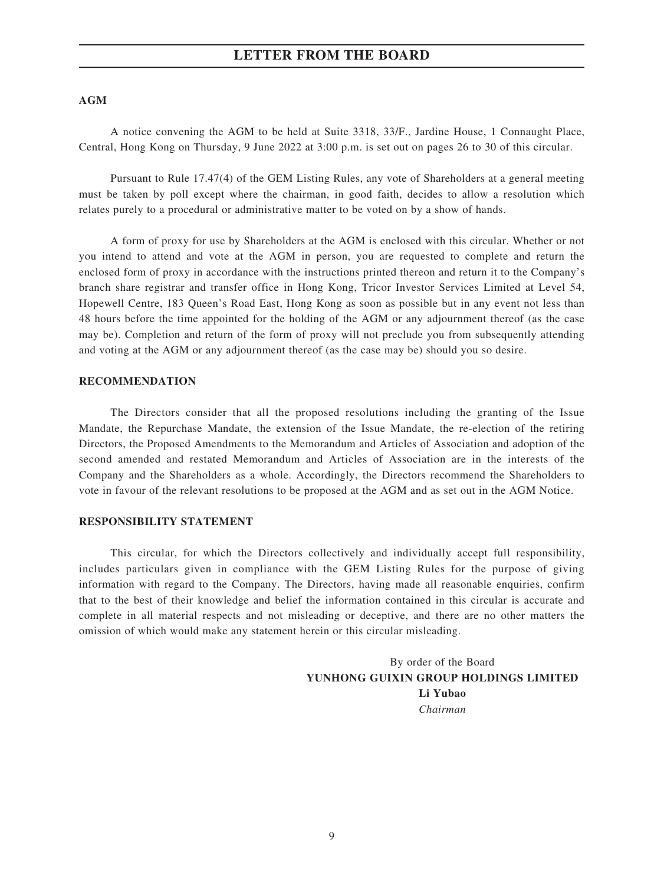**AGM**

A notice convening the AGM to be held at Suite 3318, 33/F., Jardine House, 1 Connaught Place, Central, Hong Kong on Thursday, 9 June 2022 at 3:00 p.m. is set out on pages 26 to 30 of this circular.

Pursuant to Rule 17.47(4) of the GEM Listing Rules, any vote of Shareholders at a general meeting must be taken by poll except where the chairman, in good faith, decides to allow a resolution which relates purely to a procedural or administrative matter to be voted on by a show of hands.

A form of proxy for use by Shareholders at the AGM is enclosed with this circular. Whether or not you intend to attend and vote at the AGM in person, you are requested to complete and return the enclosed form of proxy in accordance with the instructions printed thereon and return it to the Company's branch share registrar and transfer office in Hong Kong, Tricor Investor Services Limited at Level 54, Hopewell Centre, 183 Queen's Road East, Hong Kong as soon as possible but in any event not less than 48 hours before the time appointed for the holding of the AGM or any adjournment thereof (as the case may be). Completion and return of the form of proxy will not preclude you from subsequently attending and voting at the AGM or any adjournment thereof (as the case may be) should you so desire.

**RECOMMENDATION**

The Directors consider that all the proposed resolutions including the granting of the Issue Mandate, the Repurchase Mandate, the extension of the Issue Mandate, the re-election of the retiring Directors, the Proposed Amendments to the Memorandum and Articles of Association and adoption of the second amended and restated Memorandum and Articles of Association are in the interests of the Company and the Shareholders as a whole. Accordingly, the Directors recommend the Shareholders to vote in favour of the relevant resolutions to be proposed at the AGM and as set out in the AGM Notice.

**RESPONSIBILITY STATEMENT**

This circular, for which the Directors collectively and individually accept full responsibility, includes particulars given in compliance with the GEM Listing Rules for the purpose of giving information with regard to the Company. The Directors, having made all reasonable enquiries, confirm that to the best of their knowledge and belief the information contained in this circular is accurate and complete in all material respects and not misleading or deceptive, and there are no other matters the omission of which would make any statement herein or this circular misleading.

By order of the Board
**YUNHONG GUIXIN GROUP HOLDINGS LIMITED**
**Li Yubao**
*Chairman*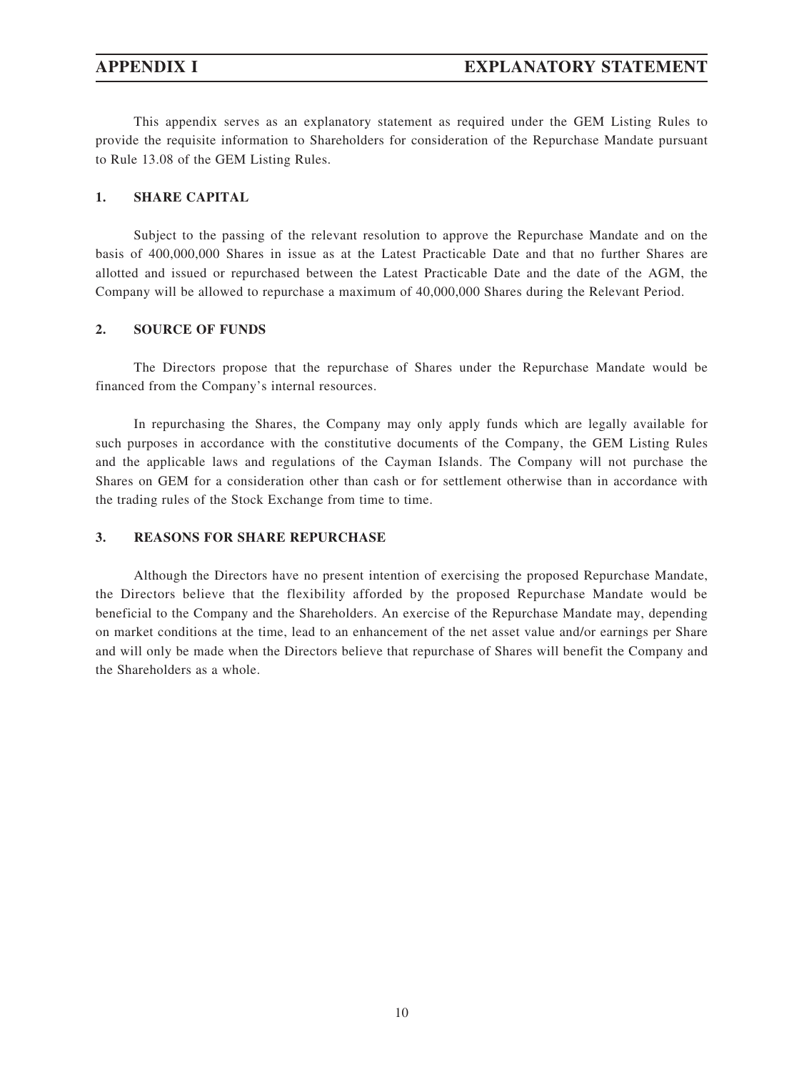# APPENDIX I EXPLANATORY STATEMENT

This appendix serves as an explanatory statement as required under the GEM Listing Rules to provide the requisite information to Shareholders for consideration of the Repurchase Mandate pursuant to Rule 13.08 of the GEM Listing Rules.

## 1. SHARE CAPITAL

Subject to the passing of the relevant resolution to approve the Repurchase Mandate and on the basis of 400,000,000 Shares in issue as at the Latest Practicable Date and that no further Shares are allotted and issued or repurchased between the Latest Practicable Date and the date of the AGM, the Company will be allowed to repurchase a maximum of 40,000,000 Shares during the Relevant Period.

## 2. SOURCE OF FUNDS

The Directors propose that the repurchase of Shares under the Repurchase Mandate would be financed from the Company's internal resources.

In repurchasing the Shares, the Company may only apply funds which are legally available for such purposes in accordance with the constitutive documents of the Company, the GEM Listing Rules and the applicable laws and regulations of the Cayman Islands. The Company will not purchase the Shares on GEM for a consideration other than cash or for settlement otherwise than in accordance with the trading rules of the Stock Exchange from time to time.

## 3. REASONS FOR SHARE REPURCHASE

Although the Directors have no present intention of exercising the proposed Repurchase Mandate, the Directors believe that the flexibility afforded by the proposed Repurchase Mandate would be beneficial to the Company and the Shareholders. An exercise of the Repurchase Mandate may, depending on market conditions at the time, lead to an enhancement of the net asset value and/or earnings per Share and will only be made when the Directors believe that repurchase of Shares will benefit the Company and the Shareholders as a whole.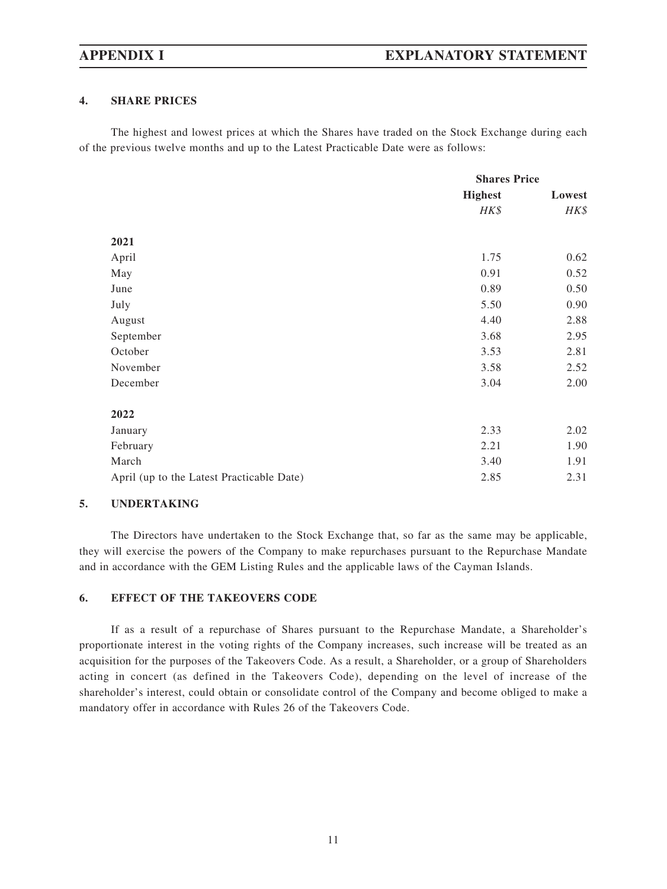## 4. SHARE PRICES

The highest and lowest prices at which the Shares have traded on the Stock Exchange during each of the previous twelve months and up to the Latest Practicable Date were as follows:

| | Shares Price | |
|---|---|---|
| | **Highest** | **Lowest** |
| | *HK$* | *HK$* |
| **2021** | | |
| April | 1.75 | 0.62 |
| May | 0.91 | 0.52 |
| June | 0.89 | 0.50 |
| July | 5.50 | 0.90 |
| August | 4.40 | 2.88 |
| September | 3.68 | 2.95 |
| October | 3.53 | 2.81 |
| November | 3.58 | 2.52 |
| December | 3.04 | 2.00 |
| **2022** | | |
| January | 2.33 | 2.02 |
| February | 2.21 | 1.90 |
| March | 3.40 | 1.91 |
| April (up to the Latest Practicable Date) | 2.85 | 2.31 |

## 5. UNDERTAKING

The Directors have undertaken to the Stock Exchange that, so far as the same may be applicable, they will exercise the powers of the Company to make repurchases pursuant to the Repurchase Mandate and in accordance with the GEM Listing Rules and the applicable laws of the Cayman Islands.

## 6. EFFECT OF THE TAKEOVERS CODE

If as a result of a repurchase of Shares pursuant to the Repurchase Mandate, a Shareholder's proportionate interest in the voting rights of the Company increases, such increase will be treated as an acquisition for the purposes of the Takeovers Code. As a result, a Shareholder, or a group of Shareholders acting in concert (as defined in the Takeovers Code), depending on the level of increase of the shareholder's interest, could obtain or consolidate control of the Company and become obliged to make a mandatory offer in accordance with Rules 26 of the Takeovers Code.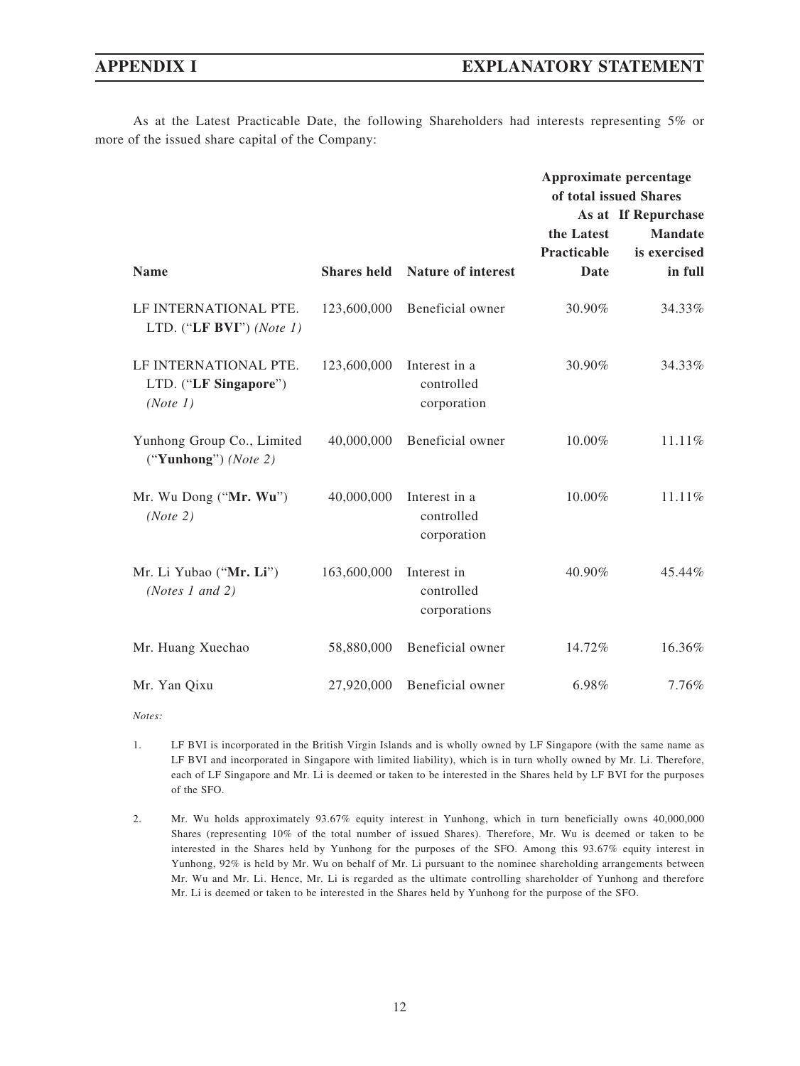As at the Latest Practicable Date, the following Shareholders had interests representing 5% or more of the issued share capital of the Company:

| Name | Shares held | Nature of interest | Approximate percentage of total issued Shares | |
|---|---|---|---|---|
| | | | As at the Latest Practicable Date | If Repurchase Mandate is exercised in full |
| LF INTERNATIONAL PTE. LTD. ("**LF BVI**") *(Note 1)* | 123,600,000 | Beneficial owner | 30.90% | 34.33% |
| LF INTERNATIONAL PTE. LTD. ("**LF Singapore**") *(Note 1)* | 123,600,000 | Interest in a controlled corporation | 30.90% | 34.33% |
| Yunhong Group Co., Limited ("**Yunhong**") *(Note 2)* | 40,000,000 | Beneficial owner | 10.00% | 11.11% |
| Mr. Wu Dong ("**Mr. Wu**") *(Note 2)* | 40,000,000 | Interest in a controlled corporation | 10.00% | 11.11% |
| Mr. Li Yubao ("**Mr. Li**") *(Notes 1 and 2)* | 163,600,000 | Interest in controlled corporations | 40.90% | 45.44% |
| Mr. Huang Xuechao | 58,880,000 | Beneficial owner | 14.72% | 16.36% |
| Mr. Yan Qixu | 27,920,000 | Beneficial owner | 6.98% | 7.76% |

*Notes:*

1. LF BVI is incorporated in the British Virgin Islands and is wholly owned by LF Singapore (with the same name as LF BVI and incorporated in Singapore with limited liability), which is in turn wholly owned by Mr. Li. Therefore, each of LF Singapore and Mr. Li is deemed or taken to be interested in the Shares held by LF BVI for the purposes of the SFO.

2. Mr. Wu holds approximately 93.67% equity interest in Yunhong, which in turn beneficially owns 40,000,000 Shares (representing 10% of the total number of issued Shares). Therefore, Mr. Wu is deemed or taken to be interested in the Shares held by Yunhong for the purposes of the SFO. Among this 93.67% equity interest in Yunhong, 92% is held by Mr. Wu on behalf of Mr. Li pursuant to the nominee shareholding arrangements between Mr. Wu and Mr. Li. Hence, Mr. Li is regarded as the ultimate controlling shareholder of Yunhong and therefore Mr. Li is deemed or taken to be interested in the Shares held by Yunhong for the purpose of the SFO.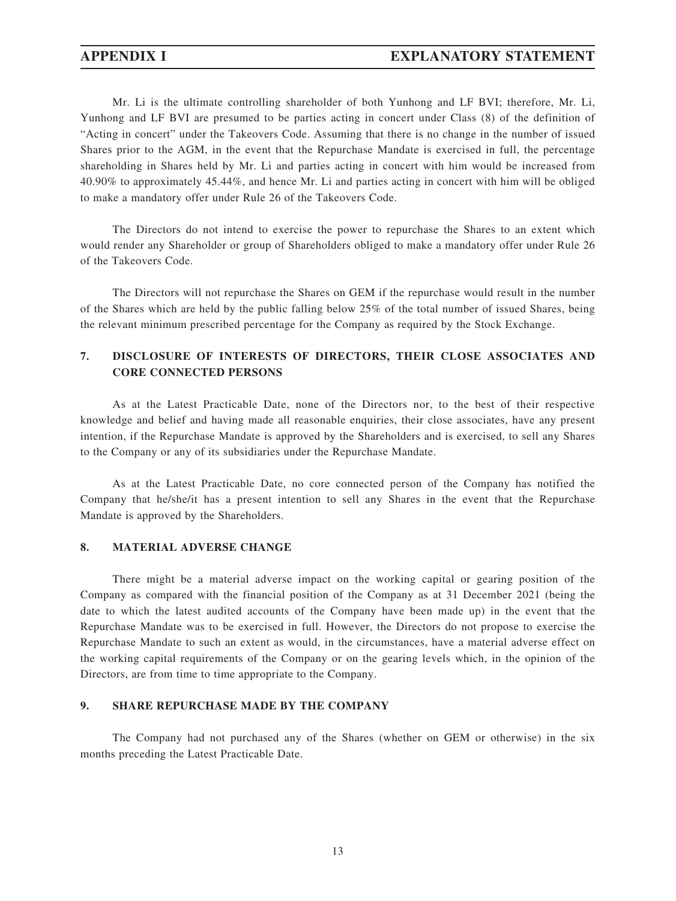Mr. Li is the ultimate controlling shareholder of both Yunhong and LF BVI; therefore, Mr. Li, Yunhong and LF BVI are presumed to be parties acting in concert under Class (8) of the definition of "Acting in concert" under the Takeovers Code. Assuming that there is no change in the number of issued Shares prior to the AGM, in the event that the Repurchase Mandate is exercised in full, the percentage shareholding in Shares held by Mr. Li and parties acting in concert with him would be increased from 40.90% to approximately 45.44%, and hence Mr. Li and parties acting in concert with him will be obliged to make a mandatory offer under Rule 26 of the Takeovers Code.

The Directors do not intend to exercise the power to repurchase the Shares to an extent which would render any Shareholder or group of Shareholders obliged to make a mandatory offer under Rule 26 of the Takeovers Code.

The Directors will not repurchase the Shares on GEM if the repurchase would result in the number of the Shares which are held by the public falling below 25% of the total number of issued Shares, being the relevant minimum prescribed percentage for the Company as required by the Stock Exchange.

## 7. DISCLOSURE OF INTERESTS OF DIRECTORS, THEIR CLOSE ASSOCIATES AND CORE CONNECTED PERSONS

As at the Latest Practicable Date, none of the Directors nor, to the best of their respective knowledge and belief and having made all reasonable enquiries, their close associates, have any present intention, if the Repurchase Mandate is approved by the Shareholders and is exercised, to sell any Shares to the Company or any of its subsidiaries under the Repurchase Mandate.

As at the Latest Practicable Date, no core connected person of the Company has notified the Company that he/she/it has a present intention to sell any Shares in the event that the Repurchase Mandate is approved by the Shareholders.

## 8. MATERIAL ADVERSE CHANGE

There might be a material adverse impact on the working capital or gearing position of the Company as compared with the financial position of the Company as at 31 December 2021 (being the date to which the latest audited accounts of the Company have been made up) in the event that the Repurchase Mandate was to be exercised in full. However, the Directors do not propose to exercise the Repurchase Mandate to such an extent as would, in the circumstances, have a material adverse effect on the working capital requirements of the Company or on the gearing levels which, in the opinion of the Directors, are from time to time appropriate to the Company.

## 9. SHARE REPURCHASE MADE BY THE COMPANY

The Company had not purchased any of the Shares (whether on GEM or otherwise) in the six months preceding the Latest Practicable Date.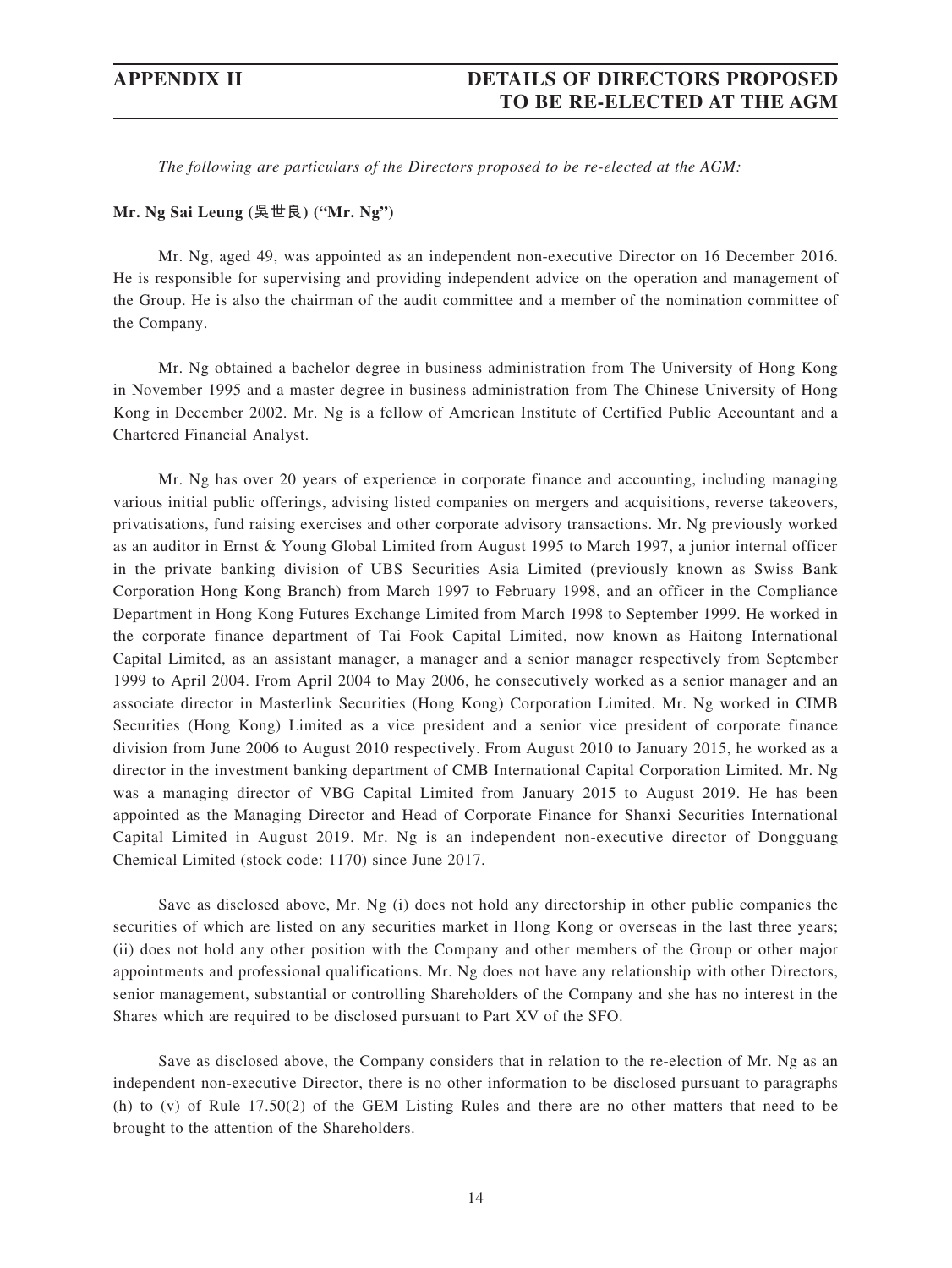# APPENDIX II — DETAILS OF DIRECTORS PROPOSED TO BE RE-ELECTED AT THE AGM

*The following are particulars of the Directors proposed to be re-elected at the AGM:*

**Mr. Ng Sai Leung (吳世良) ("Mr. Ng")**

Mr. Ng, aged 49, was appointed as an independent non-executive Director on 16 December 2016. He is responsible for supervising and providing independent advice on the operation and management of the Group. He is also the chairman of the audit committee and a member of the nomination committee of the Company.

Mr. Ng obtained a bachelor degree in business administration from The University of Hong Kong in November 1995 and a master degree in business administration from The Chinese University of Hong Kong in December 2002. Mr. Ng is a fellow of American Institute of Certified Public Accountant and a Chartered Financial Analyst.

Mr. Ng has over 20 years of experience in corporate finance and accounting, including managing various initial public offerings, advising listed companies on mergers and acquisitions, reverse takeovers, privatisations, fund raising exercises and other corporate advisory transactions. Mr. Ng previously worked as an auditor in Ernst & Young Global Limited from August 1995 to March 1997, a junior internal officer in the private banking division of UBS Securities Asia Limited (previously known as Swiss Bank Corporation Hong Kong Branch) from March 1997 to February 1998, and an officer in the Compliance Department in Hong Kong Futures Exchange Limited from March 1998 to September 1999. He worked in the corporate finance department of Tai Fook Capital Limited, now known as Haitong International Capital Limited, as an assistant manager, a manager and a senior manager respectively from September 1999 to April 2004. From April 2004 to May 2006, he consecutively worked as a senior manager and an associate director in Masterlink Securities (Hong Kong) Corporation Limited. Mr. Ng worked in CIMB Securities (Hong Kong) Limited as a vice president and a senior vice president of corporate finance division from June 2006 to August 2010 respectively. From August 2010 to January 2015, he worked as a director in the investment banking department of CMB International Capital Corporation Limited. Mr. Ng was a managing director of VBG Capital Limited from January 2015 to August 2019. He has been appointed as the Managing Director and Head of Corporate Finance for Shanxi Securities International Capital Limited in August 2019. Mr. Ng is an independent non-executive director of Dongguang Chemical Limited (stock code: 1170) since June 2017.

Save as disclosed above, Mr. Ng (i) does not hold any directorship in other public companies the securities of which are listed on any securities market in Hong Kong or overseas in the last three years; (ii) does not hold any other position with the Company and other members of the Group or other major appointments and professional qualifications. Mr. Ng does not have any relationship with other Directors, senior management, substantial or controlling Shareholders of the Company and she has no interest in the Shares which are required to be disclosed pursuant to Part XV of the SFO.

Save as disclosed above, the Company considers that in relation to the re-election of Mr. Ng as an independent non-executive Director, there is no other information to be disclosed pursuant to paragraphs (h) to (v) of Rule 17.50(2) of the GEM Listing Rules and there are no other matters that need to be brought to the attention of the Shareholders.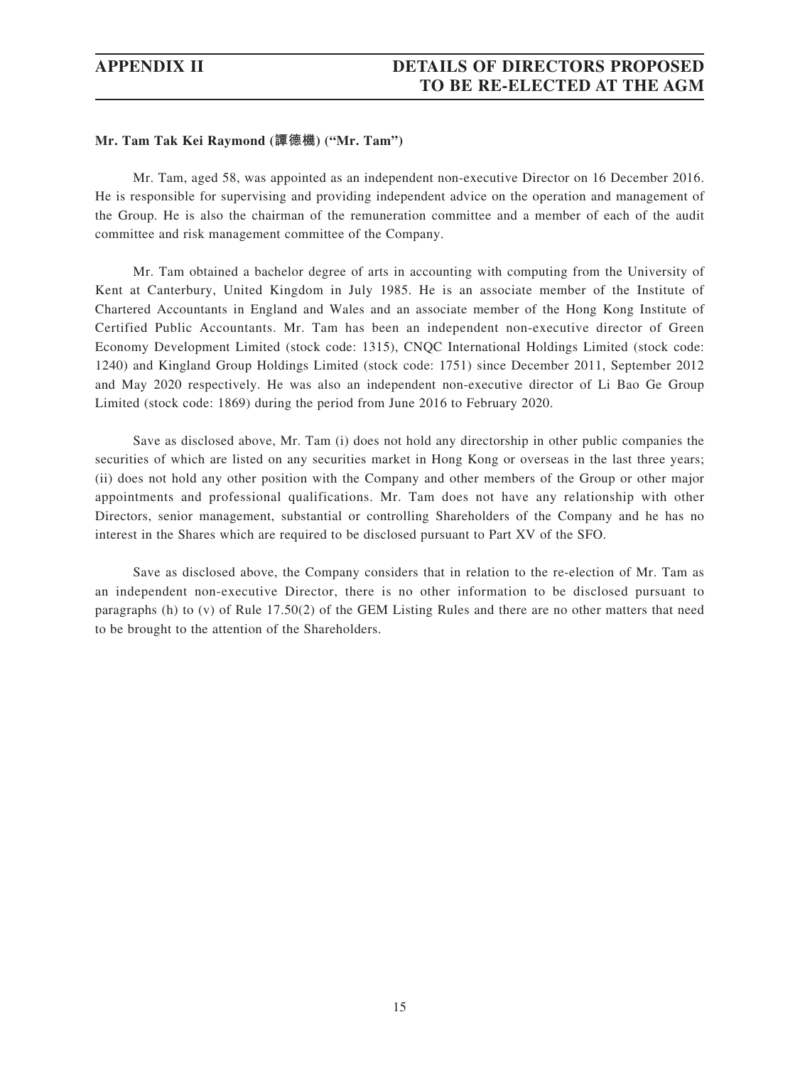**Mr. Tam Tak Kei Raymond (譚德機) ("Mr. Tam")**

Mr. Tam, aged 58, was appointed as an independent non-executive Director on 16 December 2016. He is responsible for supervising and providing independent advice on the operation and management of the Group. He is also the chairman of the remuneration committee and a member of each of the audit committee and risk management committee of the Company.

Mr. Tam obtained a bachelor degree of arts in accounting with computing from the University of Kent at Canterbury, United Kingdom in July 1985. He is an associate member of the Institute of Chartered Accountants in England and Wales and an associate member of the Hong Kong Institute of Certified Public Accountants. Mr. Tam has been an independent non-executive director of Green Economy Development Limited (stock code: 1315), CNQC International Holdings Limited (stock code: 1240) and Kingland Group Holdings Limited (stock code: 1751) since December 2011, September 2012 and May 2020 respectively. He was also an independent non-executive director of Li Bao Ge Group Limited (stock code: 1869) during the period from June 2016 to February 2020.

Save as disclosed above, Mr. Tam (i) does not hold any directorship in other public companies the securities of which are listed on any securities market in Hong Kong or overseas in the last three years; (ii) does not hold any other position with the Company and other members of the Group or other major appointments and professional qualifications. Mr. Tam does not have any relationship with other Directors, senior management, substantial or controlling Shareholders of the Company and he has no interest in the Shares which are required to be disclosed pursuant to Part XV of the SFO.

Save as disclosed above, the Company considers that in relation to the re-election of Mr. Tam as an independent non-executive Director, there is no other information to be disclosed pursuant to paragraphs (h) to (v) of Rule 17.50(2) of the GEM Listing Rules and there are no other matters that need to be brought to the attention of the Shareholders.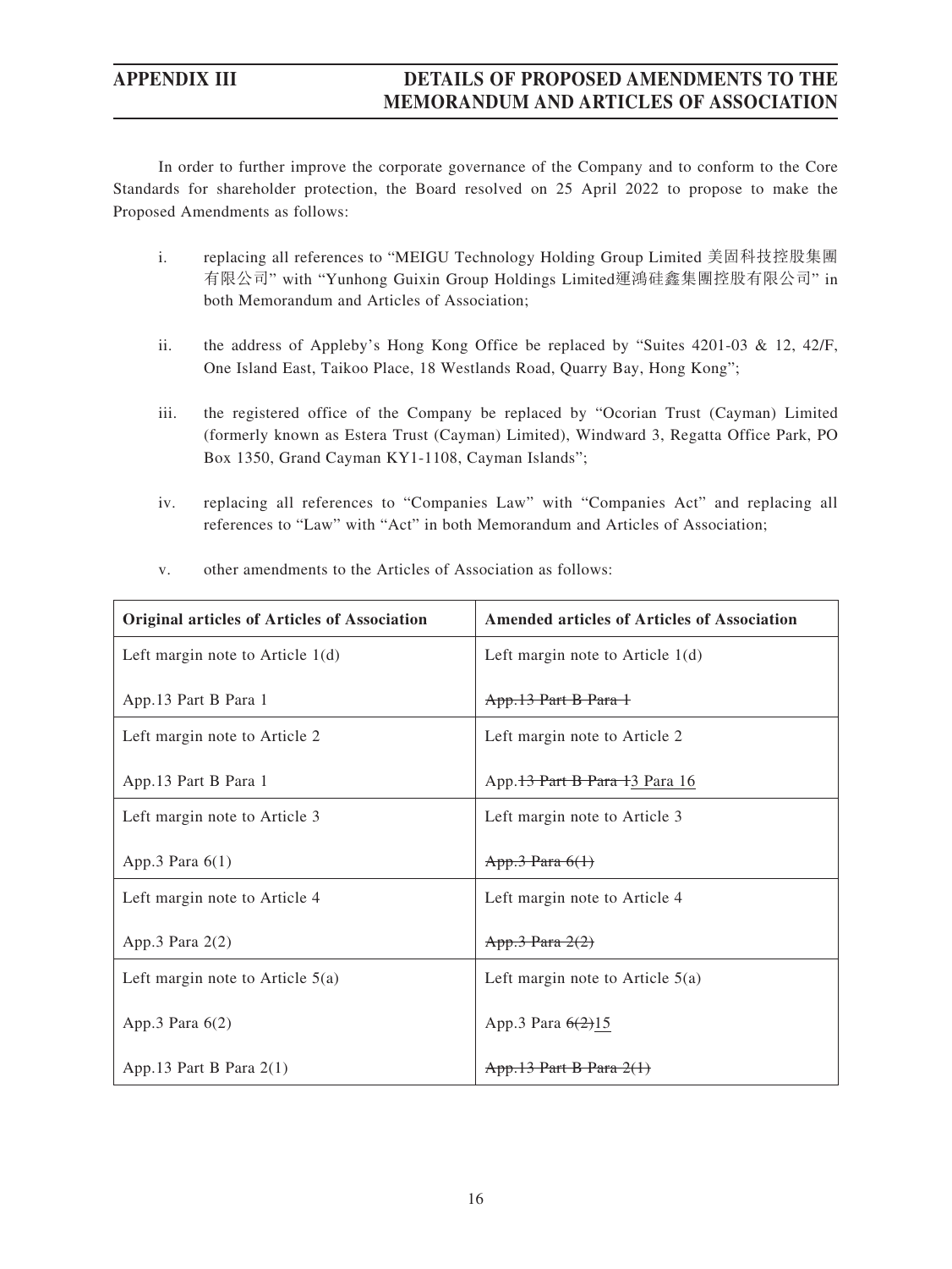In order to further improve the corporate governance of the Company and to conform to the Core Standards for shareholder protection, the Board resolved on 25 April 2022 to propose to make the Proposed Amendments as follows:

i. replacing all references to "MEIGU Technology Holding Group Limited 美固科技控股集團有限公司" with "Yunhong Guixin Group Holdings Limited運鴻硅鑫集團控股有限公司" in both Memorandum and Articles of Association;

ii. the address of Appleby's Hong Kong Office be replaced by "Suites 4201-03 & 12, 42/F, One Island East, Taikoo Place, 18 Westlands Road, Quarry Bay, Hong Kong";

iii. the registered office of the Company be replaced by "Ocorian Trust (Cayman) Limited (formerly known as Estera Trust (Cayman) Limited), Windward 3, Regatta Office Park, PO Box 1350, Grand Cayman KY1-1108, Cayman Islands";

iv. replacing all references to "Companies Law" with "Companies Act" and replacing all references to "Law" with "Act" in both Memorandum and Articles of Association;

v. other amendments to the Articles of Association as follows:

| Original articles of Articles of Association | Amended articles of Articles of Association |
| --- | --- |
| Left margin note to Article 1(d)<br><br>App.13 Part B Para 1 | Left margin note to Article 1(d)<br><br>~~App.13 Part B Para 1~~ |
| Left margin note to Article 2<br><br>App.13 Part B Para 1 | Left margin note to Article 2<br><br>App.~~13 Part B Para 1~~<u>3 Para 16</u> |
| Left margin note to Article 3<br><br>App.3 Para 6(1) | Left margin note to Article 3<br><br>~~App.3 Para 6(1)~~ |
| Left margin note to Article 4<br><br>App.3 Para 2(2) | Left margin note to Article 4<br><br>~~App.3 Para 2(2)~~ |
| Left margin note to Article 5(a)<br><br>App.3 Para 6(2)<br><br>App.13 Part B Para 2(1) | Left margin note to Article 5(a)<br><br>App.3 Para ~~6(2)~~<u>15</u><br><br>~~App.13 Part B Para 2(1)~~ |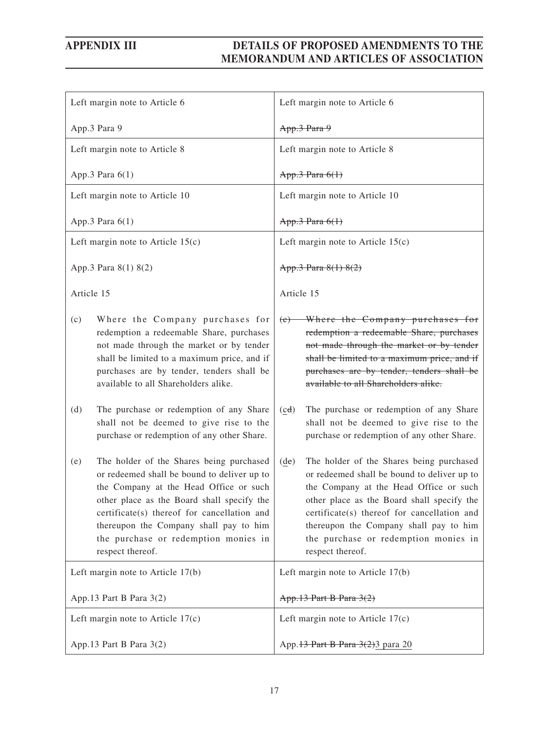# APPENDIX III — DETAILS OF PROPOSED AMENDMENTS TO THE MEMORANDUM AND ARTICLES OF ASSOCIATION

| | |
|---|---|
| Left margin note to Article 6<br><br>App.3 Para 9 | Left margin note to Article 6<br><br>~~App.3 Para 9~~ |
| Left margin note to Article 8<br><br>App.3 Para 6(1) | Left margin note to Article 8<br><br>~~App.3 Para 6(1)~~ |
| Left margin note to Article 10<br><br>App.3 Para 6(1) | Left margin note to Article 10<br><br>~~App.3 Para 6(1)~~ |
| Left margin note to Article 15(c)<br><br>App.3 Para 8(1) 8(2)<br><br>Article 15<br><br>(c) Where the Company purchases for redemption a redeemable Share, purchases not made through the market or by tender shall be limited to a maximum price, and if purchases are by tender, tenders shall be available to all Shareholders alike.<br><br>(d) The purchase or redemption of any Share shall not be deemed to give rise to the purchase or redemption of any other Share.<br><br>(e) The holder of the Shares being purchased or redeemed shall be bound to deliver up to the Company at the Head Office or such other place as the Board shall specify the certificate(s) thereof for cancellation and thereupon the Company shall pay to him the purchase or redemption monies in respect thereof. | Left margin note to Article 15(c)<br><br>~~App.3 Para 8(1) 8(2)~~<br><br>Article 15<br><br>~~(c) Where the Company purchases for redemption a redeemable Share, purchases not made through the market or by tender shall be limited to a maximum price, and if purchases are by tender, tenders shall be available to all Shareholders alike.~~<br><br>(<u>c</u>~~d~~) The purchase or redemption of any Share shall not be deemed to give rise to the purchase or redemption of any other Share.<br><br>(<u>d</u>~~e~~) The holder of the Shares being purchased or redeemed shall be bound to deliver up to the Company at the Head Office or such other place as the Board shall specify the certificate(s) thereof for cancellation and thereupon the Company shall pay to him the purchase or redemption monies in respect thereof. |
| Left margin note to Article 17(b)<br><br>App.13 Part B Para 3(2) | Left margin note to Article 17(b)<br><br>~~App.13 Part B Para 3(2)~~ |
| Left margin note to Article 17(c)<br><br>App.13 Part B Para 3(2) | Left margin note to Article 17(c)<br><br>App.~~13 Part B Para 3(2)~~<u>3 para 20</u> |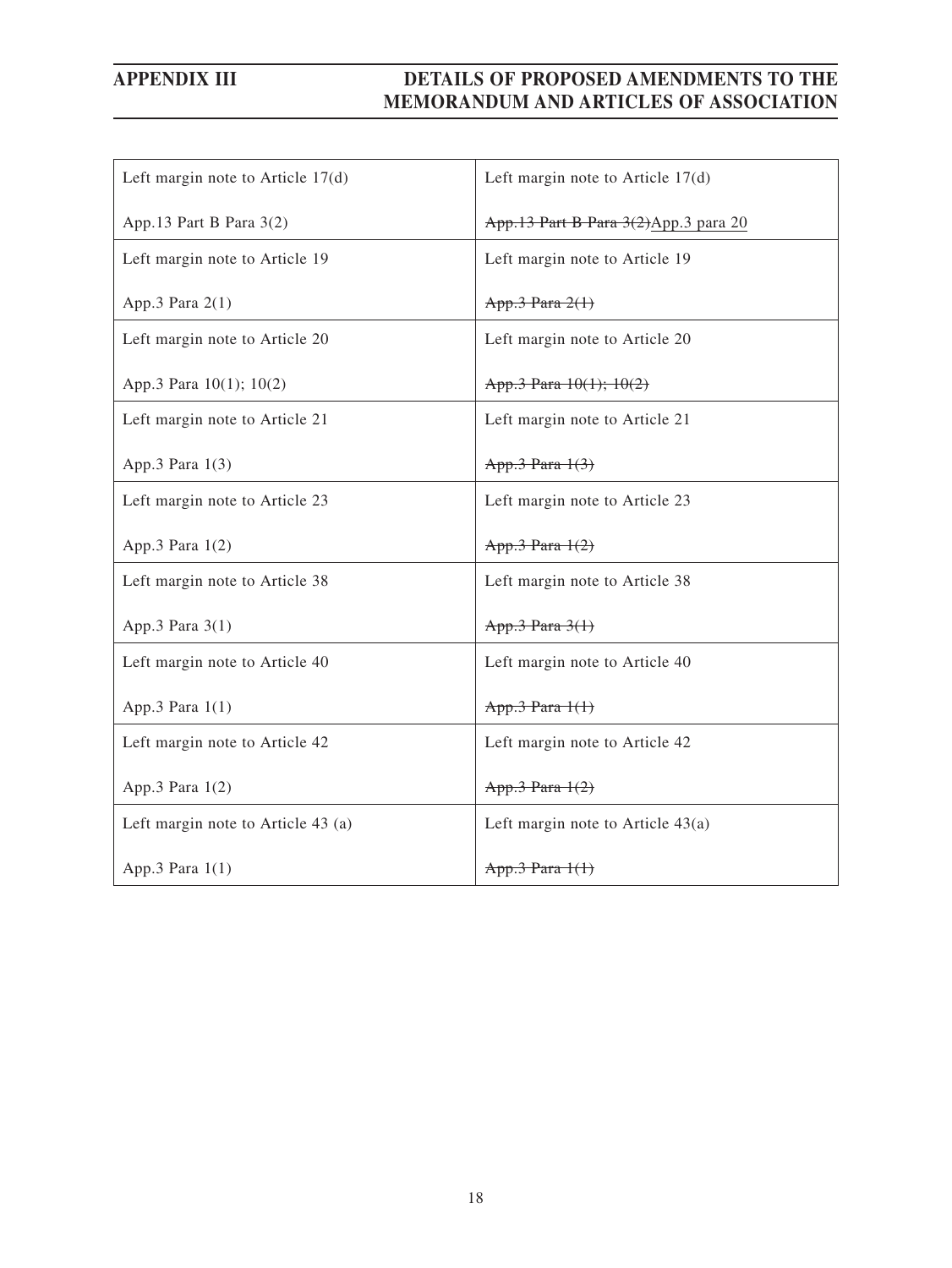| Left margin note to Article 17(d)<br><br>App.13 Part B Para 3(2) | Left margin note to Article 17(d)<br><br>~~App.13 Part B Para 3(2)~~App.3 para 20 |
|---|---|
| Left margin note to Article 19<br><br>App.3 Para 2(1) | Left margin note to Article 19<br><br>~~App.3 Para 2(1)~~ |
| Left margin note to Article 20<br><br>App.3 Para 10(1); 10(2) | Left margin note to Article 20<br><br>~~App.3 Para 10(1); 10(2)~~ |
| Left margin note to Article 21<br><br>App.3 Para 1(3) | Left margin note to Article 21<br><br>~~App.3 Para 1(3)~~ |
| Left margin note to Article 23<br><br>App.3 Para 1(2) | Left margin note to Article 23<br><br>~~App.3 Para 1(2)~~ |
| Left margin note to Article 38<br><br>App.3 Para 3(1) | Left margin note to Article 38<br><br>~~App.3 Para 3(1)~~ |
| Left margin note to Article 40<br><br>App.3 Para 1(1) | Left margin note to Article 40<br><br>~~App.3 Para 1(1)~~ |
| Left margin note to Article 42<br><br>App.3 Para 1(2) | Left margin note to Article 42<br><br>~~App.3 Para 1(2)~~ |
| Left margin note to Article 43 (a)<br><br>App.3 Para 1(1) | Left margin note to Article 43(a)<br><br>~~App.3 Para 1(1)~~ |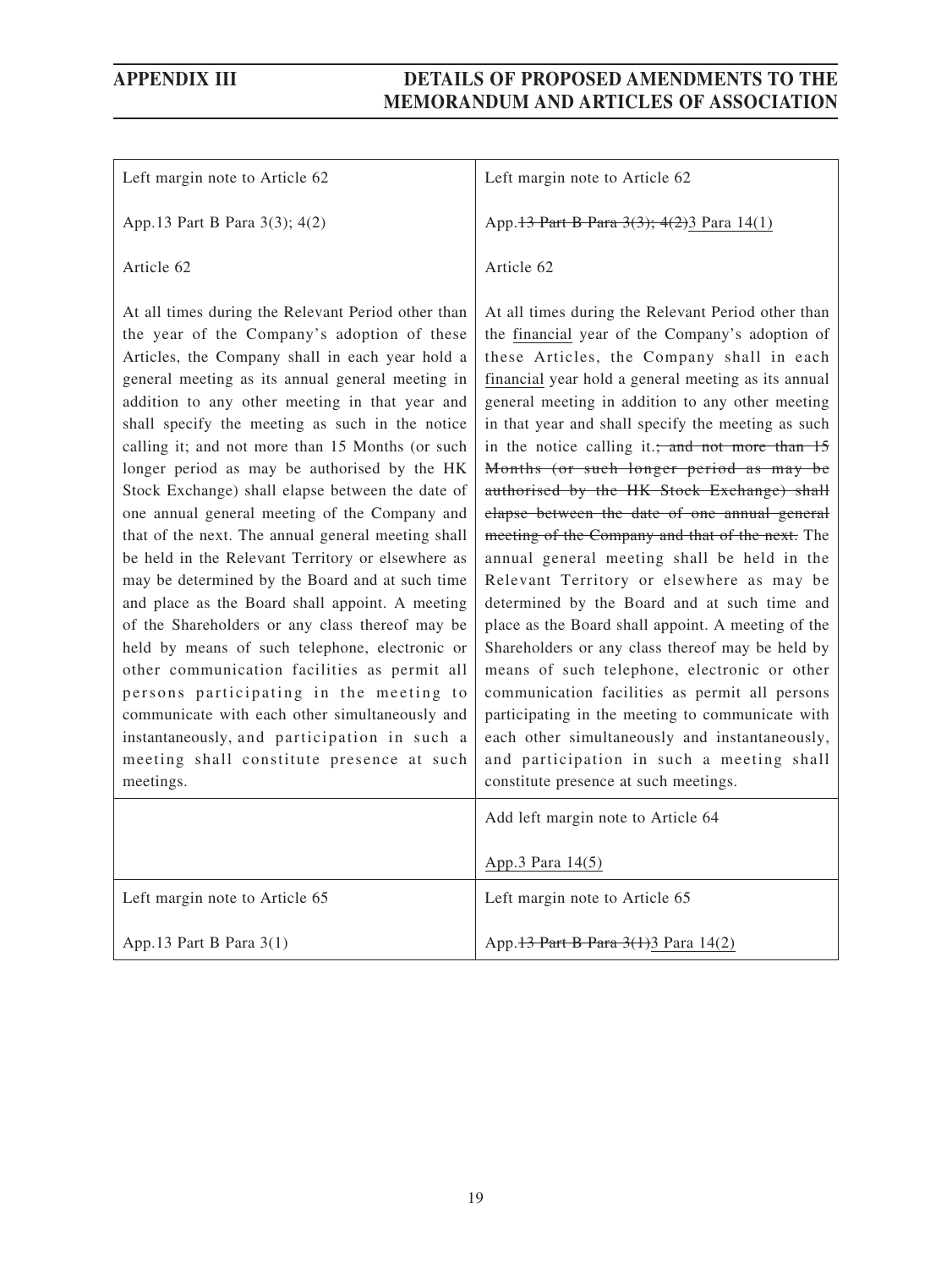| Left margin note to Article 62<br><br>App.13 Part B Para 3(3); 4(2)<br><br>Article 62<br><br>At all times during the Relevant Period other than the year of the Company's adoption of these Articles, the Company shall in each year hold a general meeting as its annual general meeting in addition to any other meeting in that year and shall specify the meeting as such in the notice calling it; and not more than 15 Months (or such longer period as may be authorised by the HK Stock Exchange) shall elapse between the date of one annual general meeting of the Company and that of the next. The annual general meeting shall be held in the Relevant Territory or elsewhere as may be determined by the Board and at such time and place as the Board shall appoint. A meeting of the Shareholders or any class thereof may be held by means of such telephone, electronic or other communication facilities as permit all persons participating in the meeting to communicate with each other simultaneously and instantaneously, and participation in such a meeting shall constitute presence at such meetings. | Left margin note to Article 62<br><br>App.~~13 Part B Para 3(3); 4(2)~~<u>3 Para 14(1)</u><br><br>Article 62<br><br>At all times during the Relevant Period other than the <u>financial</u> year of the Company's adoption of these Articles, the Company shall in each <u>financial</u> year hold a general meeting as its annual general meeting in addition to any other meeting in that year and shall specify the meeting as such in the notice calling it.~~; and not more than 15 Months (or such longer period as may be authorised by the HK Stock Exchange) shall elapse between the date of one annual general meeting of the Company and that of the next.~~ The annual general meeting shall be held in the Relevant Territory or elsewhere as may be determined by the Board and at such time and place as the Board shall appoint. A meeting of the Shareholders or any class thereof may be held by means of such telephone, electronic or other communication facilities as permit all persons participating in the meeting to communicate with each other simultaneously and instantaneously, and participation in such a meeting shall constitute presence at such meetings. |
|---|---|
| | Add left margin note to Article 64<br><br><u>App.3 Para 14(5)</u> |
| Left margin note to Article 65<br><br>App.13 Part B Para 3(1) | Left margin note to Article 65<br><br>App.~~13 Part B Para 3(1)~~<u>3 Para 14(2)</u> |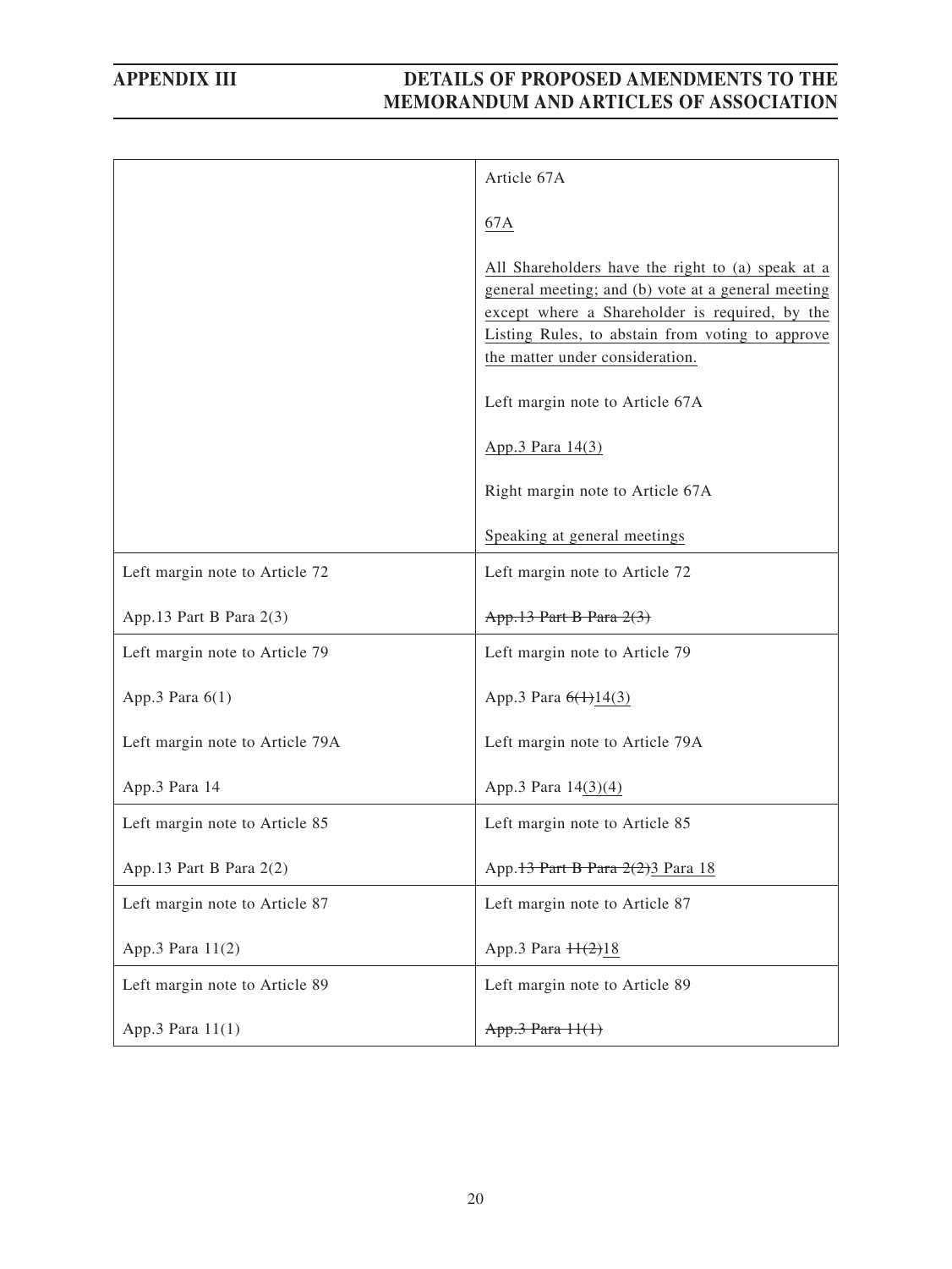| | |
|---|---|
| | Article 67A<br><br><u>67A</u><br><br><u>All Shareholders have the right to (a) speak at a general meeting; and (b) vote at a general meeting except where a Shareholder is required, by the Listing Rules, to abstain from voting to approve the matter under consideration.</u><br><br>Left margin note to Article 67A<br><br><u>App.3 Para 14(3)</u><br><br>Right margin note to Article 67A<br><br><u>Speaking at general meetings</u> |
| Left margin note to Article 72<br><br>App.13 Part B Para 2(3) | Left margin note to Article 72<br><br>~~App.13 Part B Para 2(3)~~ |
| Left margin note to Article 79<br><br>App.3 Para 6(1)<br><br>Left margin note to Article 79A<br><br>App.3 Para 14 | Left margin note to Article 79<br><br>App.3 Para ~~6(1)~~<u>14(3)</u><br><br>Left margin note to Article 79A<br><br>App.3 Para 14<u>(3)(4)</u> |
| Left margin note to Article 85<br><br>App.13 Part B Para 2(2) | Left margin note to Article 85<br><br>App.~~13 Part B Para 2(2)~~<u>3 Para 18</u> |
| Left margin note to Article 87<br><br>App.3 Para 11(2) | Left margin note to Article 87<br><br>App.3 Para ~~11(2)~~<u>18</u> |
| Left margin note to Article 89<br><br>App.3 Para 11(1) | Left margin note to Article 89<br><br>~~App.3 Para 11(1)~~ |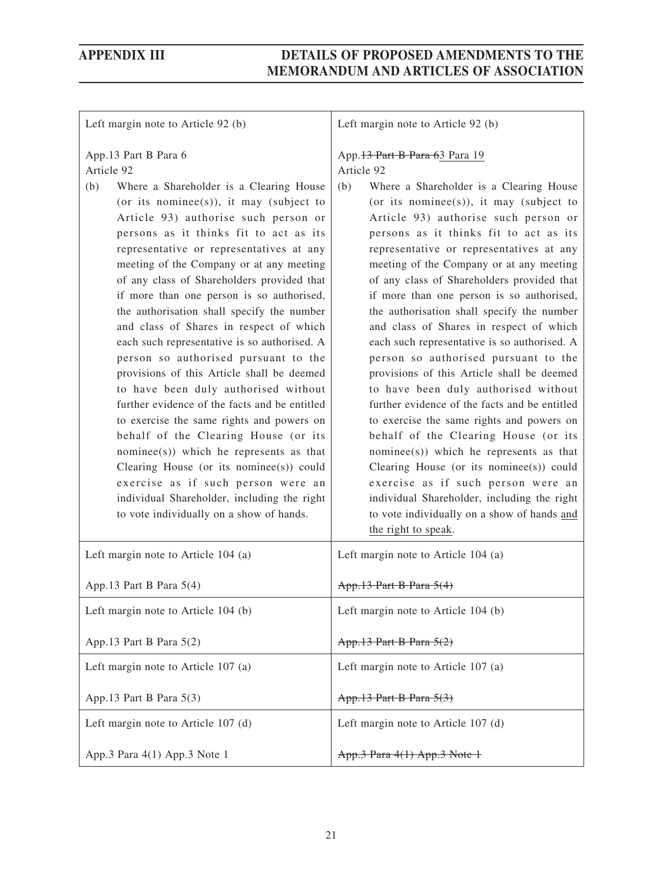| Left margin note to Article 92 (b)<br><br>App.13 Part B Para 6<br>Article 92<br>(b) Where a Shareholder is a Clearing House (or its nominee(s)), it may (subject to Article 93) authorise such person or persons as it thinks fit to act as its representative or representatives at any meeting of the Company or at any meeting of any class of Shareholders provided that if more than one person is so authorised, the authorisation shall specify the number and class of Shares in respect of which each such representative is so authorised. A person so authorised pursuant to the provisions of this Article shall be deemed to have been duly authorised without further evidence of the facts and be entitled to exercise the same rights and powers on behalf of the Clearing House (or its nominee(s)) which he represents as that Clearing House (or its nominee(s)) could exercise as if such person were an individual Shareholder, including the right to vote individually on a show of hands. | Left margin note to Article 92 (b)<br><br>App.~~13 Part B Para 6~~3 Para 19<br>Article 92<br>(b) Where a Shareholder is a Clearing House (or its nominee(s)), it may (subject to Article 93) authorise such person or persons as it thinks fit to act as its representative or representatives at any meeting of the Company or at any meeting of any class of Shareholders provided that if more than one person is so authorised, the authorisation shall specify the number and class of Shares in respect of which each such representative is so authorised. A person so authorised pursuant to the provisions of this Article shall be deemed to have been duly authorised without further evidence of the facts and be entitled to exercise the same rights and powers on behalf of the Clearing House (or its nominee(s)) which he represents as that Clearing House (or its nominee(s)) could exercise as if such person were an individual Shareholder, including the right to vote individually on a show of hands and the right to speak. |
|---|---|
| Left margin note to Article 104 (a)<br><br>App.13 Part B Para 5(4) | Left margin note to Article 104 (a)<br><br>~~App.13 Part B Para 5(4)~~ |
| Left margin note to Article 104 (b)<br><br>App.13 Part B Para 5(2) | Left margin note to Article 104 (b)<br><br>~~App.13 Part B Para 5(2)~~ |
| Left margin note to Article 107 (a)<br><br>App.13 Part B Para 5(3) | Left margin note to Article 107 (a)<br><br>~~App.13 Part B Para 5(3)~~ |
| Left margin note to Article 107 (d)<br><br>App.3 Para 4(1) App.3 Note 1 | Left margin note to Article 107 (d)<br><br>~~App.3 Para 4(1) App.3 Note 1~~ |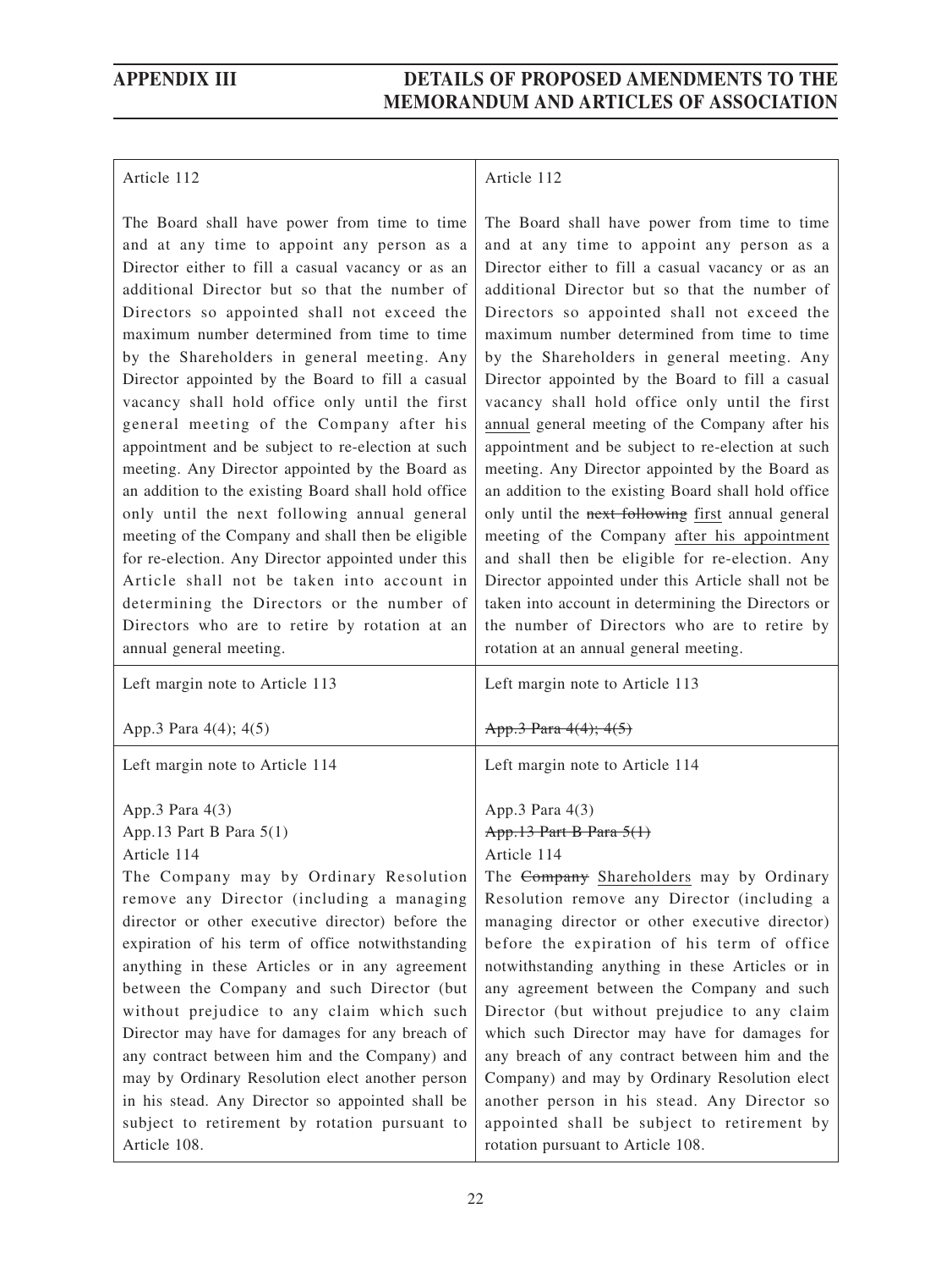| Article 112<br><br>The Board shall have power from time to time and at any time to appoint any person as a Director either to fill a casual vacancy or as an additional Director but so that the number of Directors so appointed shall not exceed the maximum number determined from time to time by the Shareholders in general meeting. Any Director appointed by the Board to fill a casual vacancy shall hold office only until the first general meeting of the Company after his appointment and be subject to re-election at such meeting. Any Director appointed by the Board as an addition to the existing Board shall hold office only until the next following annual general meeting of the Company and shall then be eligible for re-election. Any Director appointed under this Article shall not be taken into account in determining the Directors or the number of Directors who are to retire by rotation at an annual general meeting. | Article 112<br><br>The Board shall have power from time to time and at any time to appoint any person as a Director either to fill a casual vacancy or as an additional Director but so that the number of Directors so appointed shall not exceed the maximum number determined from time to time by the Shareholders in general meeting. Any Director appointed by the Board to fill a casual vacancy shall hold office only until the first <u>annual</u> general meeting of the Company after his appointment and be subject to re-election at such meeting. Any Director appointed by the Board as an addition to the existing Board shall hold office only until the ~~next following~~ <u>first</u> annual general meeting of the Company <u>after his appointment</u> and shall then be eligible for re-election. Any Director appointed under this Article shall not be taken into account in determining the Directors or the number of Directors who are to retire by rotation at an annual general meeting. |
|---|---|
| Left margin note to Article 113<br><br>App.3 Para 4(4); 4(5) | Left margin note to Article 113<br><br>~~App.3 Para 4(4); 4(5)~~ |
| Left margin note to Article 114<br><br>App.3 Para 4(3)<br>App.13 Part B Para 5(1)<br>Article 114<br>The Company may by Ordinary Resolution remove any Director (including a managing director or other executive director) before the expiration of his term of office notwithstanding anything in these Articles or in any agreement between the Company and such Director (but without prejudice to any claim which such Director may have for damages for any breach of any contract between him and the Company) and may by Ordinary Resolution elect another person in his stead. Any Director so appointed shall be subject to retirement by rotation pursuant to Article 108. | Left margin note to Article 114<br><br>App.3 Para 4(3)<br>~~App.13 Part B Para 5(1)~~<br>Article 114<br>The ~~Company~~ <u>Shareholders</u> may by Ordinary Resolution remove any Director (including a managing director or other executive director) before the expiration of his term of office notwithstanding anything in these Articles or in any agreement between the Company and such Director (but without prejudice to any claim which such Director may have for damages for any breach of any contract between him and the Company) and may by Ordinary Resolution elect another person in his stead. Any Director so appointed shall be subject to retirement by rotation pursuant to Article 108. |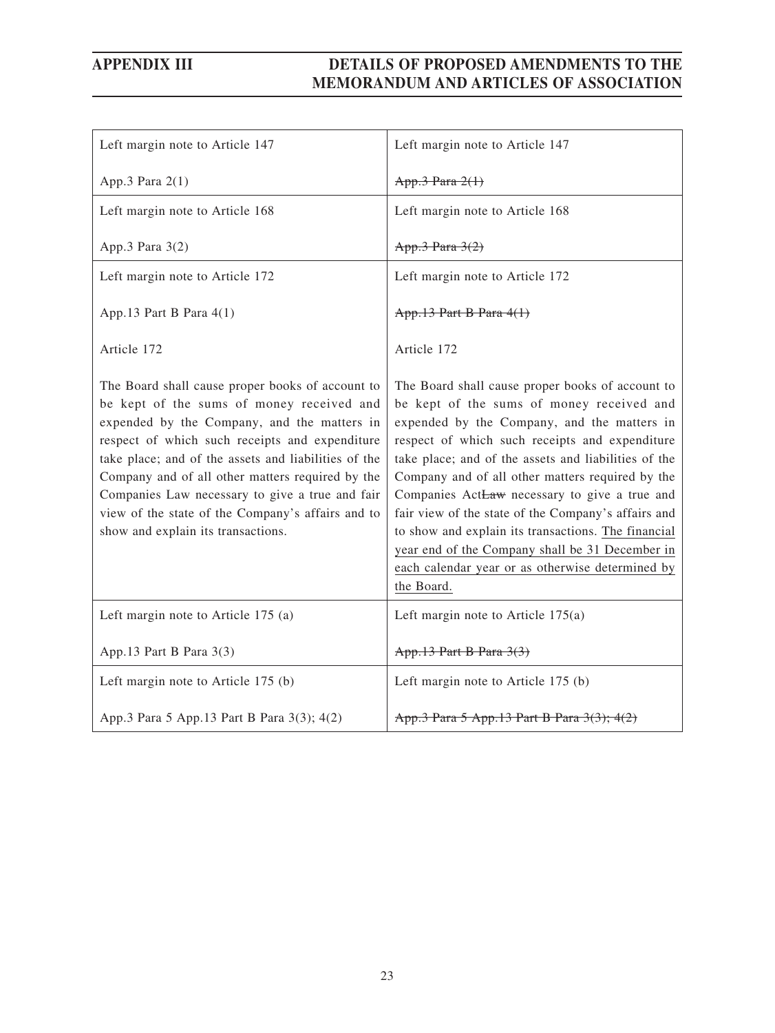| | |
|---|---|
| Left margin note to Article 147<br><br>App.3 Para 2(1) | Left margin note to Article 147<br><br>~~App.3 Para 2(1)~~ |
| Left margin note to Article 168<br><br>App.3 Para 3(2) | Left margin note to Article 168<br><br>~~App.3 Para 3(2)~~ |
| Left margin note to Article 172<br><br>App.13 Part B Para 4(1)<br><br>Article 172<br><br>The Board shall cause proper books of account to be kept of the sums of money received and expended by the Company, and the matters in respect of which such receipts and expenditure take place; and of the assets and liabilities of the Company and of all other matters required by the Companies Law necessary to give a true and fair view of the state of the Company's affairs and to show and explain its transactions. | Left margin note to Article 172<br><br>~~App.13 Part B Para 4(1)~~<br><br>Article 172<br><br>The Board shall cause proper books of account to be kept of the sums of money received and expended by the Company, and the matters in respect of which such receipts and expenditure take place; and of the assets and liabilities of the Company and of all other matters required by the Companies Act~~Law~~ necessary to give a true and fair view of the state of the Company's affairs and to show and explain its transactions. <u>The financial year end of the Company shall be 31 December in each calendar year or as otherwise determined by the Board.</u> |
| Left margin note to Article 175 (a)<br><br>App.13 Part B Para 3(3) | Left margin note to Article 175(a)<br><br>~~App.13 Part B Para 3(3)~~ |
| Left margin note to Article 175 (b)<br><br>App.3 Para 5 App.13 Part B Para 3(3); 4(2) | Left margin note to Article 175 (b)<br><br>~~App.3 Para 5 App.13 Part B Para 3(3); 4(2)~~ |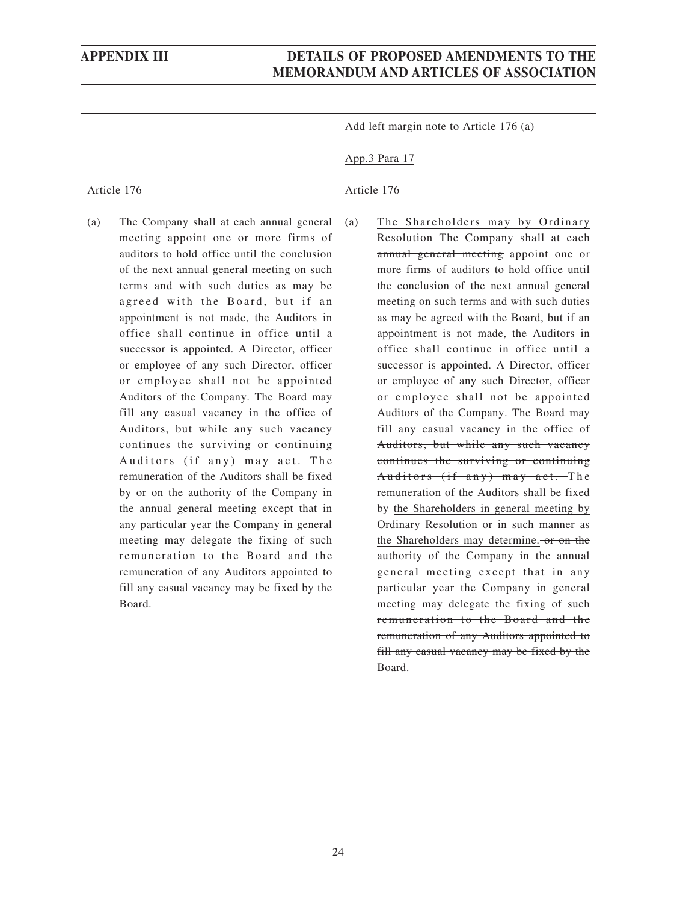| | Add left margin note to Article 176 (a)<br><br><u>App.3 Para 17</u> |
|---|---|
| Article 176 | Article 176 |
| (a) The Company shall at each annual general meeting appoint one or more firms of auditors to hold office until the conclusion of the next annual general meeting on such terms and with such duties as may be agreed with the Board, but if an appointment is not made, the Auditors in office shall continue in office until a successor is appointed. A Director, officer or employee of any such Director, officer or employee shall not be appointed Auditors of the Company. The Board may fill any casual vacancy in the office of Auditors, but while any such vacancy continues the surviving or continuing Auditors (if any) may act. The remuneration of the Auditors shall be fixed by or on the authority of the Company in the annual general meeting except that in any particular year the Company in general meeting may delegate the fixing of such remuneration to the Board and the remuneration of any Auditors appointed to fill any casual vacancy may be fixed by the Board. | (a) <u>The Shareholders may by Ordinary Resolution</u> ~~The Company shall at each annual general meeting~~ appoint one or more firms of auditors to hold office until the conclusion of the next annual general meeting on such terms and with such duties as may be agreed with the Board, but if an appointment is not made, the Auditors in office shall continue in office until a successor is appointed. A Director, officer or employee of any such Director, officer or employee shall not be appointed Auditors of the Company. ~~The Board may fill any casual vacancy in the office of Auditors, but while any such vacancy continues the surviving or continuing Auditors (if any) may act.~~ The remuneration of the Auditors shall be fixed by <u>the Shareholders in general meeting by Ordinary Resolution or in such manner as the Shareholders may determine.</u> ~~or on the authority of the Company in the annual general meeting except that in any particular year the Company in general meeting may delegate the fixing of such remuneration to the Board and the remuneration of any Auditors appointed to fill any casual vacancy may be fixed by the Board.~~ |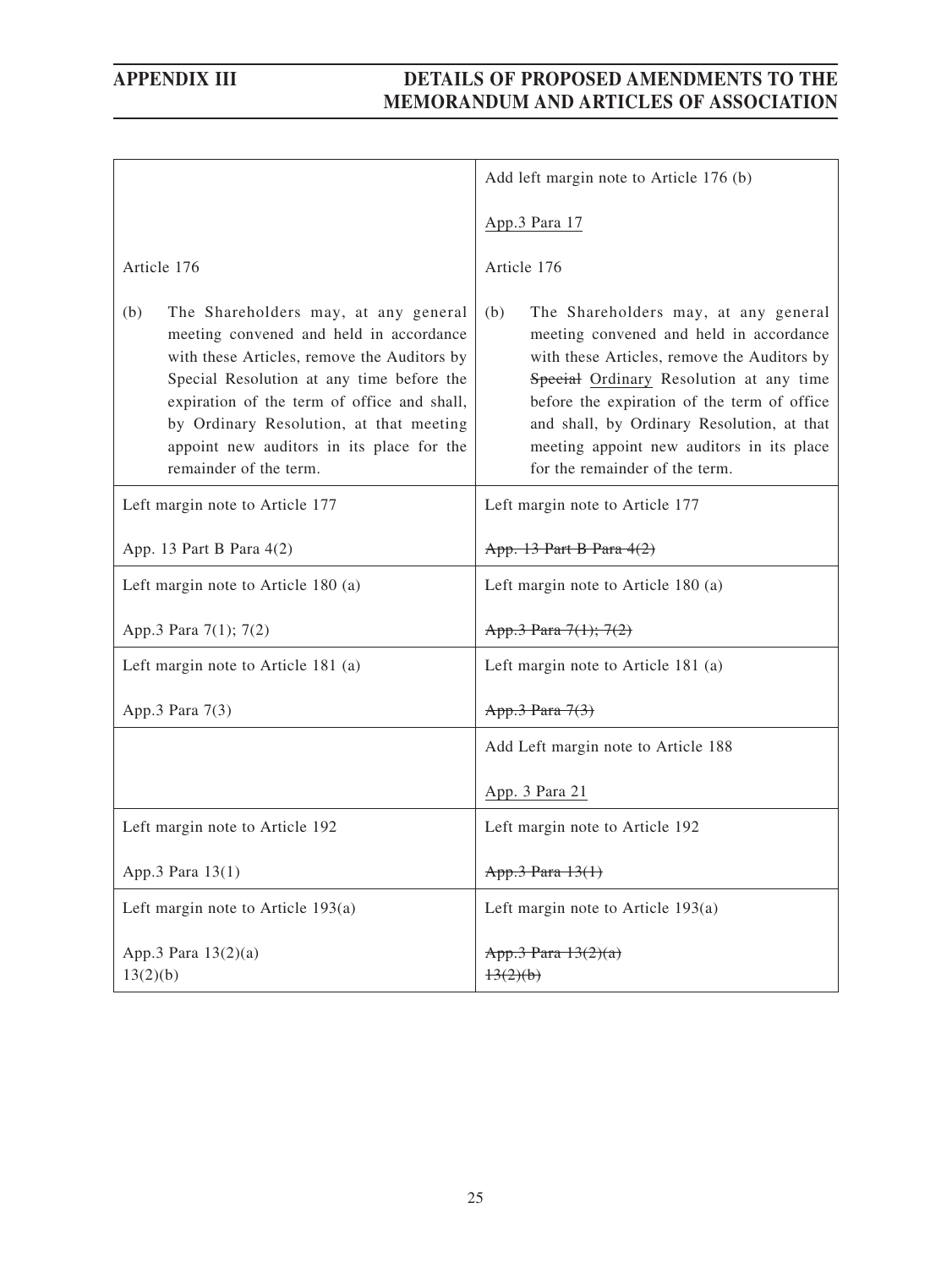| | Add left margin note to Article 176 (b)<br><br><u>App.3 Para 17</u> |
|---|---|
| Article 176<br><br>(b) The Shareholders may, at any general meeting convened and held in accordance with these Articles, remove the Auditors by Special Resolution at any time before the expiration of the term of office and shall, by Ordinary Resolution, at that meeting appoint new auditors in its place for the remainder of the term. | Article 176<br><br>(b) The Shareholders may, at any general meeting convened and held in accordance with these Articles, remove the Auditors by ~~Special~~ <u>Ordinary</u> Resolution at any time before the expiration of the term of office and shall, by Ordinary Resolution, at that meeting appoint new auditors in its place for the remainder of the term. |
| Left margin note to Article 177<br><br>App. 13 Part B Para 4(2) | Left margin note to Article 177<br><br>~~App. 13 Part B Para 4(2)~~ |
| Left margin note to Article 180 (a)<br><br>App.3 Para 7(1); 7(2) | Left margin note to Article 180 (a)<br><br>~~App.3 Para 7(1); 7(2)~~ |
| Left margin note to Article 181 (a)<br><br>App.3 Para 7(3) | Left margin note to Article 181 (a)<br><br>~~App.3 Para 7(3)~~ |
| | Add Left margin note to Article 188<br><br><u>App. 3 Para 21</u> |
| Left margin note to Article 192<br><br>App.3 Para 13(1) | Left margin note to Article 192<br><br>~~App.3 Para 13(1)~~ |
| Left margin note to Article 193(a)<br><br>App.3 Para 13(2)(a)<br>13(2)(b) | Left margin note to Article 193(a)<br><br>~~App.3 Para 13(2)(a)~~<br>~~13(2)(b)~~ |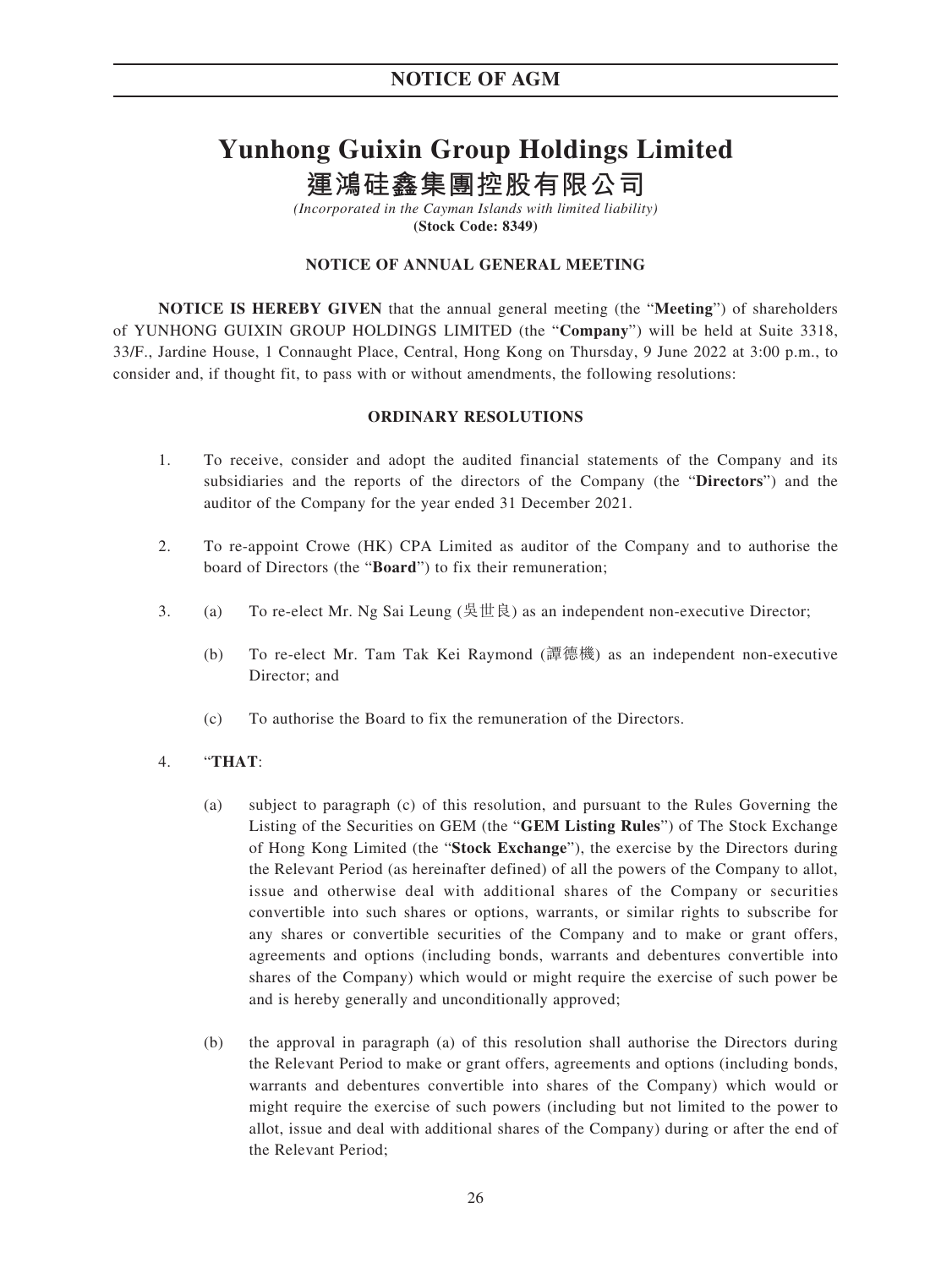# Yunhong Guixin Group Holdings Limited
# 運鴻硅鑫集團控股有限公司

*(Incorporated in the Cayman Islands with limited liability)*
**(Stock Code: 8349)**

## NOTICE OF ANNUAL GENERAL MEETING

**NOTICE IS HEREBY GIVEN** that the annual general meeting (the "**Meeting**") of shareholders of YUNHONG GUIXIN GROUP HOLDINGS LIMITED (the "**Company**") will be held at Suite 3318, 33/F., Jardine House, 1 Connaught Place, Central, Hong Kong on Thursday, 9 June 2022 at 3:00 p.m., to consider and, if thought fit, to pass with or without amendments, the following resolutions:

### ORDINARY RESOLUTIONS

1. To receive, consider and adopt the audited financial statements of the Company and its subsidiaries and the reports of the directors of the Company (the "**Directors**") and the auditor of the Company for the year ended 31 December 2021.

2. To re-appoint Crowe (HK) CPA Limited as auditor of the Company and to authorise the board of Directors (the "**Board**") to fix their remuneration;

3. (a) To re-elect Mr. Ng Sai Leung (吳世良) as an independent non-executive Director;

   (b) To re-elect Mr. Tam Tak Kei Raymond (譚德機) as an independent non-executive Director; and

   (c) To authorise the Board to fix the remuneration of the Directors.

4. "**THAT**:

   (a) subject to paragraph (c) of this resolution, and pursuant to the Rules Governing the Listing of the Securities on GEM (the "**GEM Listing Rules**") of The Stock Exchange of Hong Kong Limited (the "**Stock Exchange**"), the exercise by the Directors during the Relevant Period (as hereinafter defined) of all the powers of the Company to allot, issue and otherwise deal with additional shares of the Company or securities convertible into such shares or options, warrants, or similar rights to subscribe for any shares or convertible securities of the Company and to make or grant offers, agreements and options (including bonds, warrants and debentures convertible into shares of the Company) which would or might require the exercise of such power be and is hereby generally and unconditionally approved;

   (b) the approval in paragraph (a) of this resolution shall authorise the Directors during the Relevant Period to make or grant offers, agreements and options (including bonds, warrants and debentures convertible into shares of the Company) which would or might require the exercise of such powers (including but not limited to the power to allot, issue and deal with additional shares of the Company) during or after the end of the Relevant Period;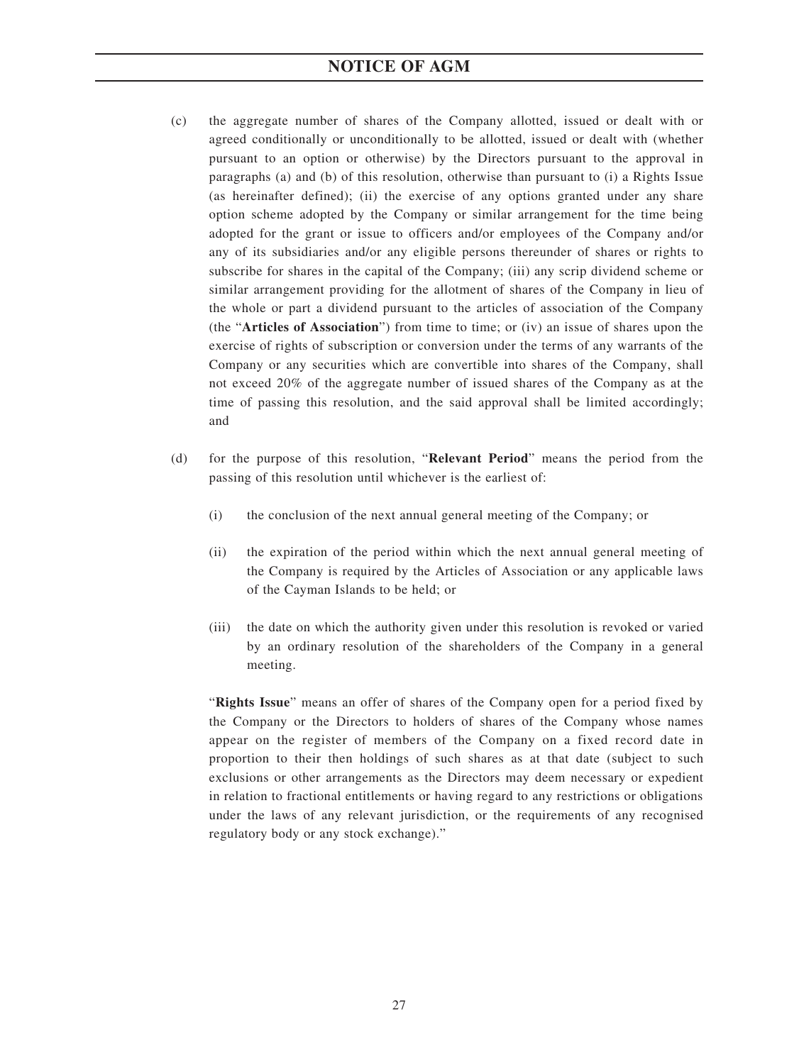(c) the aggregate number of shares of the Company allotted, issued or dealt with or agreed conditionally or unconditionally to be allotted, issued or dealt with (whether pursuant to an option or otherwise) by the Directors pursuant to the approval in paragraphs (a) and (b) of this resolution, otherwise than pursuant to (i) a Rights Issue (as hereinafter defined); (ii) the exercise of any options granted under any share option scheme adopted by the Company or similar arrangement for the time being adopted for the grant or issue to officers and/or employees of the Company and/or any of its subsidiaries and/or any eligible persons thereunder of shares or rights to subscribe for shares in the capital of the Company; (iii) any scrip dividend scheme or similar arrangement providing for the allotment of shares of the Company in lieu of the whole or part a dividend pursuant to the articles of association of the Company (the "**Articles of Association**") from time to time; or (iv) an issue of shares upon the exercise of rights of subscription or conversion under the terms of any warrants of the Company or any securities which are convertible into shares of the Company, shall not exceed 20% of the aggregate number of issued shares of the Company as at the time of passing this resolution, and the said approval shall be limited accordingly; and

(d) for the purpose of this resolution, "**Relevant Period**" means the period from the passing of this resolution until whichever is the earliest of:

  (i) the conclusion of the next annual general meeting of the Company; or

  (ii) the expiration of the period within which the next annual general meeting of the Company is required by the Articles of Association or any applicable laws of the Cayman Islands to be held; or

  (iii) the date on which the authority given under this resolution is revoked or varied by an ordinary resolution of the shareholders of the Company in a general meeting.

"**Rights Issue**" means an offer of shares of the Company open for a period fixed by the Company or the Directors to holders of shares of the Company whose names appear on the register of members of the Company on a fixed record date in proportion to their then holdings of such shares as at that date (subject to such exclusions or other arrangements as the Directors may deem necessary or expedient in relation to fractional entitlements or having regard to any restrictions or obligations under the laws of any relevant jurisdiction, or the requirements of any recognised regulatory body or any stock exchange)."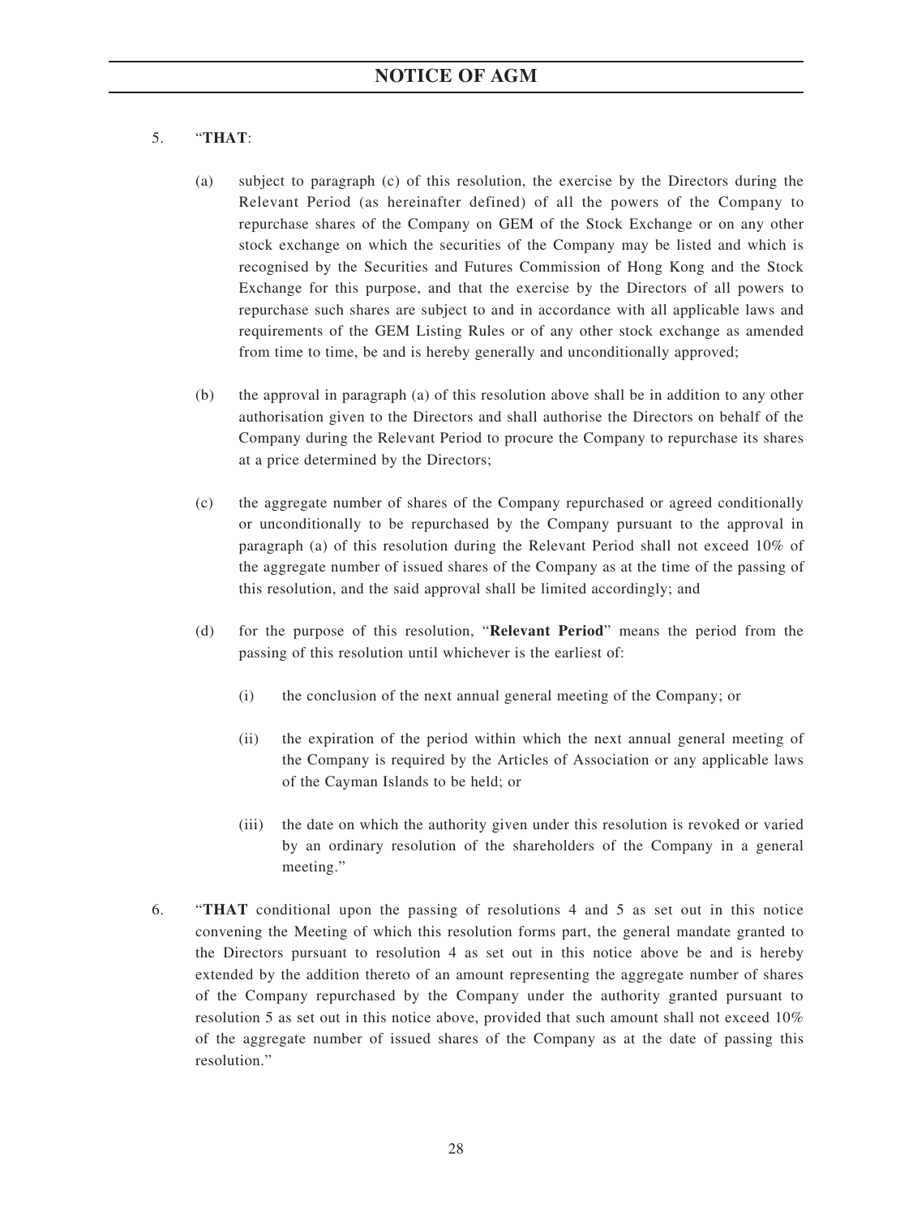5. "**THAT**:

   (a) subject to paragraph (c) of this resolution, the exercise by the Directors during the Relevant Period (as hereinafter defined) of all the powers of the Company to repurchase shares of the Company on GEM of the Stock Exchange or on any other stock exchange on which the securities of the Company may be listed and which is recognised by the Securities and Futures Commission of Hong Kong and the Stock Exchange for this purpose, and that the exercise by the Directors of all powers to repurchase such shares are subject to and in accordance with all applicable laws and requirements of the GEM Listing Rules or of any other stock exchange as amended from time to time, be and is hereby generally and unconditionally approved;

   (b) the approval in paragraph (a) of this resolution above shall be in addition to any other authorisation given to the Directors and shall authorise the Directors on behalf of the Company during the Relevant Period to procure the Company to repurchase its shares at a price determined by the Directors;

   (c) the aggregate number of shares of the Company repurchased or agreed conditionally or unconditionally to be repurchased by the Company pursuant to the approval in paragraph (a) of this resolution during the Relevant Period shall not exceed 10% of the aggregate number of issued shares of the Company as at the time of the passing of this resolution, and the said approval shall be limited accordingly; and

   (d) for the purpose of this resolution, "**Relevant Period**" means the period from the passing of this resolution until whichever is the earliest of:

      (i) the conclusion of the next annual general meeting of the Company; or

      (ii) the expiration of the period within which the next annual general meeting of the Company is required by the Articles of Association or any applicable laws of the Cayman Islands to be held; or

      (iii) the date on which the authority given under this resolution is revoked or varied by an ordinary resolution of the shareholders of the Company in a general meeting."

6. "**THAT** conditional upon the passing of resolutions 4 and 5 as set out in this notice convening the Meeting of which this resolution forms part, the general mandate granted to the Directors pursuant to resolution 4 as set out in this notice above be and is hereby extended by the addition thereto of an amount representing the aggregate number of shares of the Company repurchased by the Company under the authority granted pursuant to resolution 5 as set out in this notice above, provided that such amount shall not exceed 10% of the aggregate number of issued shares of the Company as at the date of passing this resolution."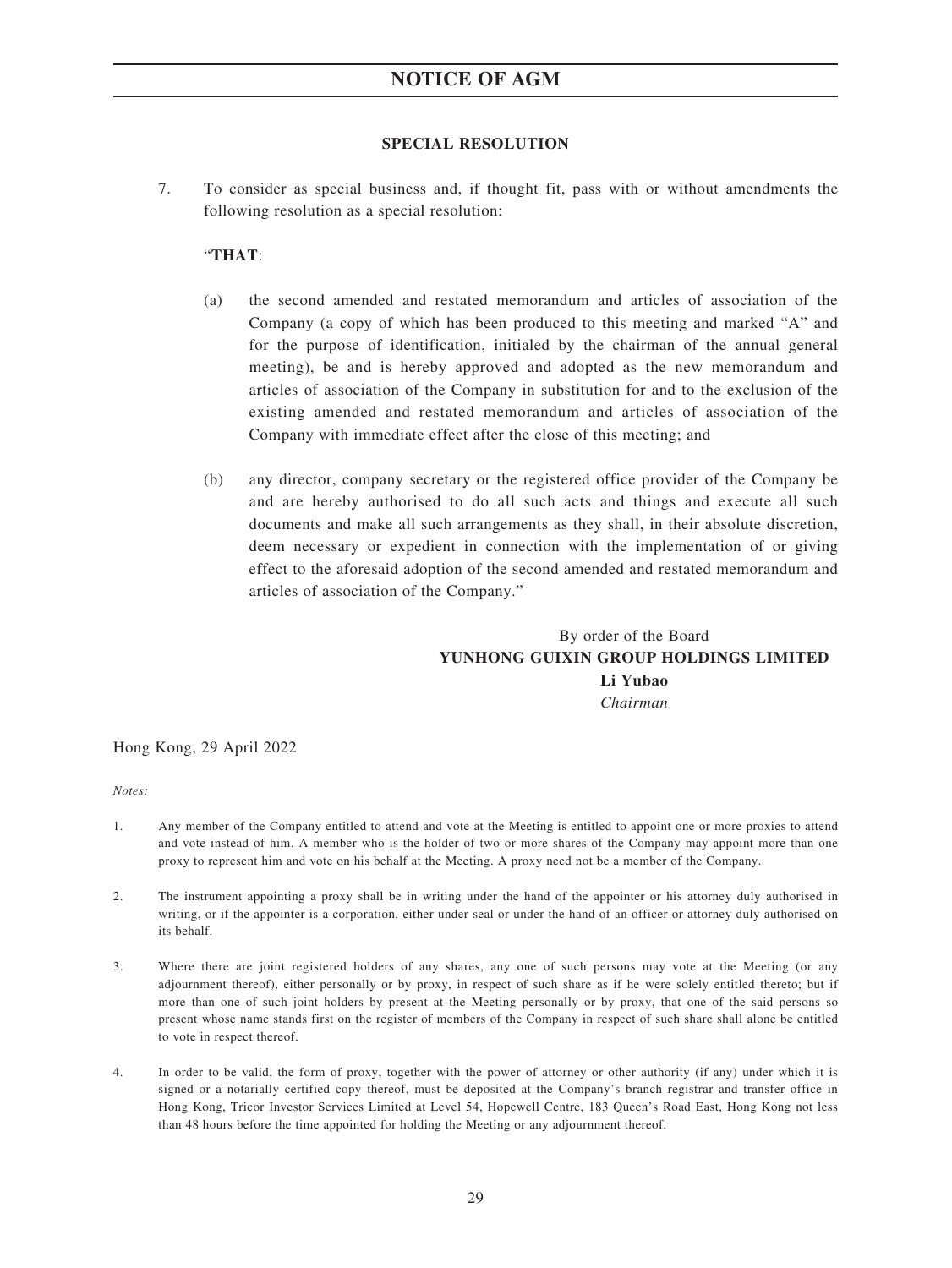## SPECIAL RESOLUTION

7. To consider as special business and, if thought fit, pass with or without amendments the following resolution as a special resolution:

   "**THAT**:

   (a) the second amended and restated memorandum and articles of association of the Company (a copy of which has been produced to this meeting and marked "A" and for the purpose of identification, initialed by the chairman of the annual general meeting), be and is hereby approved and adopted as the new memorandum and articles of association of the Company in substitution for and to the exclusion of the existing amended and restated memorandum and articles of association of the Company with immediate effect after the close of this meeting; and

   (b) any director, company secretary or the registered office provider of the Company be and are hereby authorised to do all such acts and things and execute all such documents and make all such arrangements as they shall, in their absolute discretion, deem necessary or expedient in connection with the implementation of or giving effect to the aforesaid adoption of the second amended and restated memorandum and articles of association of the Company."

By order of the Board
**YUNHONG GUIXIN GROUP HOLDINGS LIMITED**
**Li Yubao**
*Chairman*

Hong Kong, 29 April 2022

*Notes:*

1. Any member of the Company entitled to attend and vote at the Meeting is entitled to appoint one or more proxies to attend and vote instead of him. A member who is the holder of two or more shares of the Company may appoint more than one proxy to represent him and vote on his behalf at the Meeting. A proxy need not be a member of the Company.

2. The instrument appointing a proxy shall be in writing under the hand of the appointer or his attorney duly authorised in writing, or if the appointer is a corporation, either under seal or under the hand of an officer or attorney duly authorised on its behalf.

3. Where there are joint registered holders of any shares, any one of such persons may vote at the Meeting (or any adjournment thereof), either personally or by proxy, in respect of such share as if he were solely entitled thereto; but if more than one of such joint holders by present at the Meeting personally or by proxy, that one of the said persons so present whose name stands first on the register of members of the Company in respect of such share shall alone be entitled to vote in respect thereof.

4. In order to be valid, the form of proxy, together with the power of attorney or other authority (if any) under which it is signed or a notarially certified copy thereof, must be deposited at the Company's branch registrar and transfer office in Hong Kong, Tricor Investor Services Limited at Level 54, Hopewell Centre, 183 Queen's Road East, Hong Kong not less than 48 hours before the time appointed for holding the Meeting or any adjournment thereof.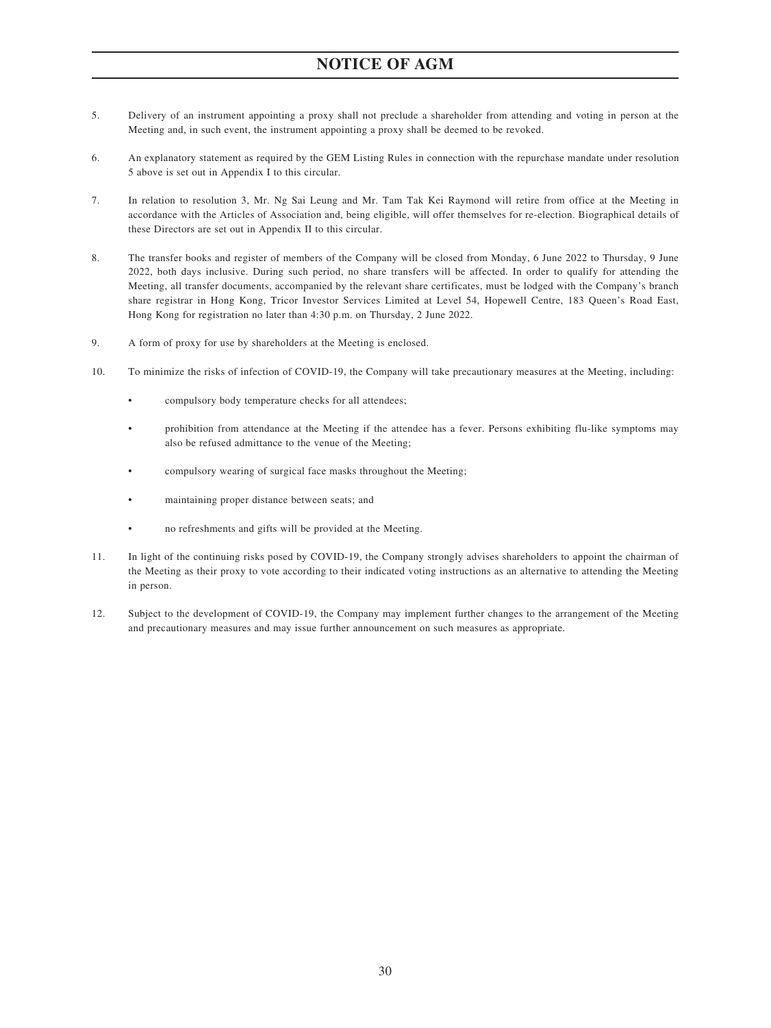5. Delivery of an instrument appointing a proxy shall not preclude a shareholder from attending and voting in person at the Meeting and, in such event, the instrument appointing a proxy shall be deemed to be revoked.

6. An explanatory statement as required by the GEM Listing Rules in connection with the repurchase mandate under resolution 5 above is set out in Appendix I to this circular.

7. In relation to resolution 3, Mr. Ng Sai Leung and Mr. Tam Tak Kei Raymond will retire from office at the Meeting in accordance with the Articles of Association and, being eligible, will offer themselves for re-election. Biographical details of these Directors are set out in Appendix II to this circular.

8. The transfer books and register of members of the Company will be closed from Monday, 6 June 2022 to Thursday, 9 June 2022, both days inclusive. During such period, no share transfers will be affected. In order to qualify for attending the Meeting, all transfer documents, accompanied by the relevant share certificates, must be lodged with the Company's branch share registrar in Hong Kong, Tricor Investor Services Limited at Level 54, Hopewell Centre, 183 Queen's Road East, Hong Kong for registration no later than 4:30 p.m. on Thursday, 2 June 2022.

9. A form of proxy for use by shareholders at the Meeting is enclosed.

10. To minimize the risks of infection of COVID-19, the Company will take precautionary measures at the Meeting, including:

    - compulsory body temperature checks for all attendees;
    - prohibition from attendance at the Meeting if the attendee has a fever. Persons exhibiting flu-like symptoms may also be refused admittance to the venue of the Meeting;
    - compulsory wearing of surgical face masks throughout the Meeting;
    - maintaining proper distance between seats; and
    - no refreshments and gifts will be provided at the Meeting.

11. In light of the continuing risks posed by COVID-19, the Company strongly advises shareholders to appoint the chairman of the Meeting as their proxy to vote according to their indicated voting instructions as an alternative to attending the Meeting in person.

12. Subject to the development of COVID-19, the Company may implement further changes to the arrangement of the Meeting and precautionary measures and may issue further announcement on such measures as appropriate.